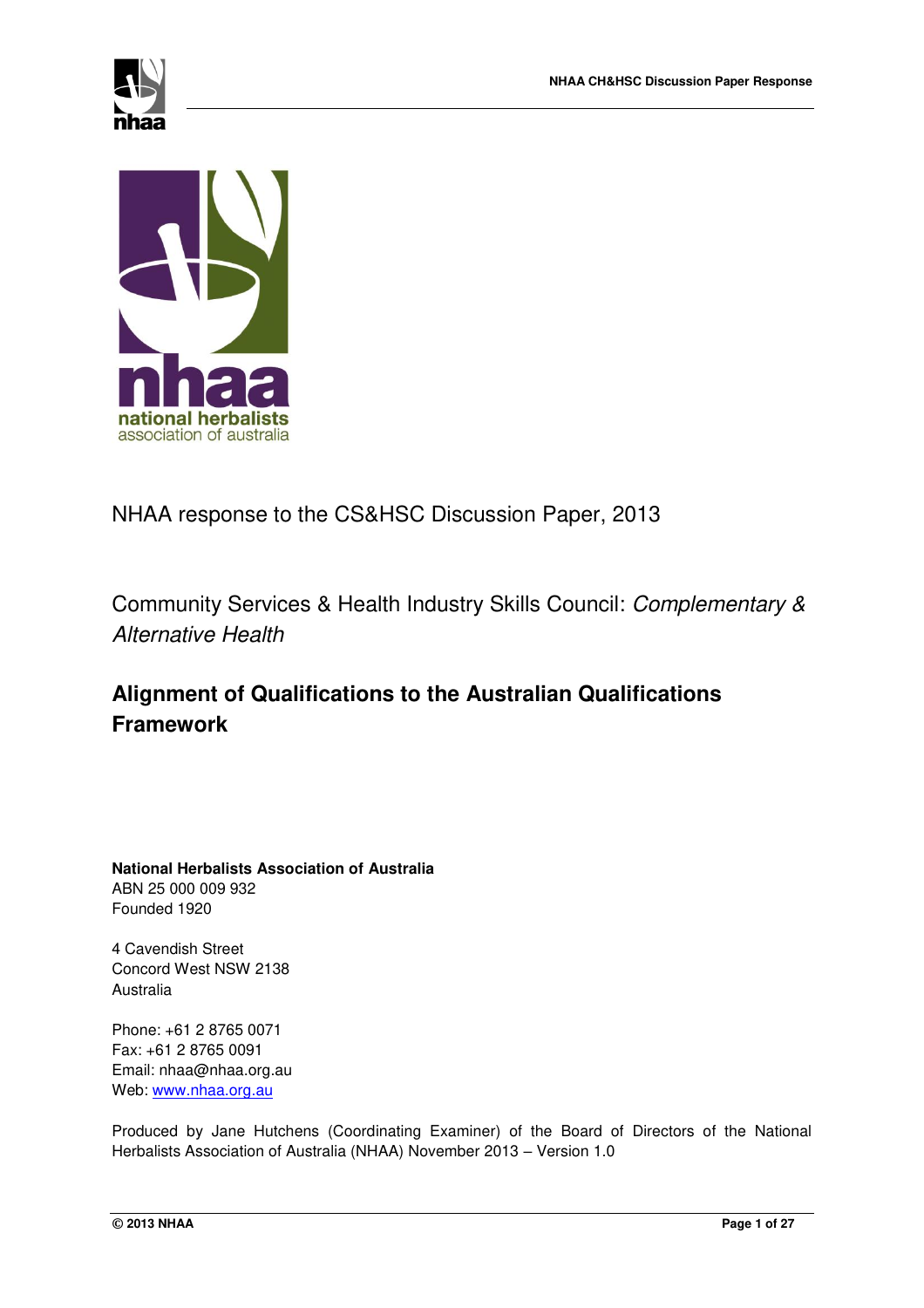NHAA response to the CS&HSC Discussion Paper, 2013

Community Services & Health Industry Skills Council: *Complementary & Alternative Health*

# Alignment of Qualifications to the Australian Qualifications Framework

**National Herbalists Association of Australia**
ABN 25 000 009 932
Founded 1920

4 Cavendish Street
Concord West NSW 2138
Australia

Phone: +61 2 8765 0071
Fax: +61 2 8765 0091
Email: nhaa@nhaa.org.au
Web: www.nhaa.org.au

Produced by Jane Hutchens (Coordinating Examiner) of the Board of Directors of the National Herbalists Association of Australia (NHAA) November 2013 – Version 1.0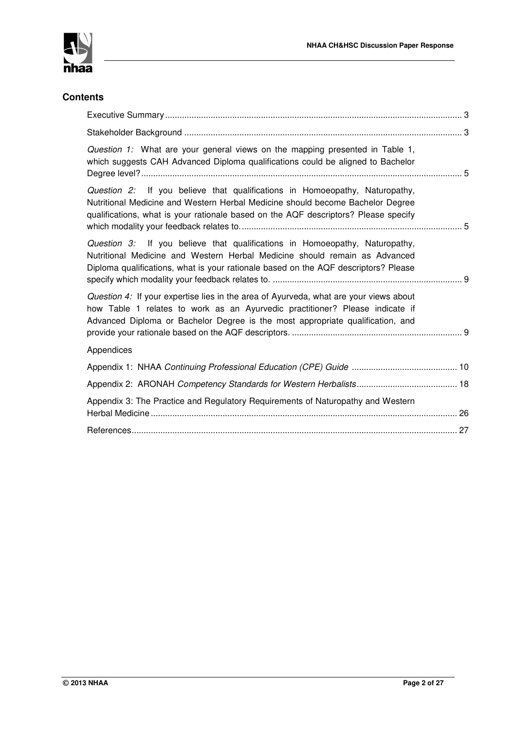## Contents

| | |
|---|---|
| Executive Summary | 3 |
| Stakeholder Background | 3 |
| *Question 1:* What are your general views on the mapping presented in Table 1, which suggests CAH Advanced Diploma qualifications could be aligned to Bachelor Degree level? | 5 |
| *Question 2:* If you believe that qualifications in Homoeopathy, Naturopathy, Nutritional Medicine and Western Herbal Medicine should become Bachelor Degree qualifications, what is your rationale based on the AQF descriptors? Please specify which modality your feedback relates to. | 5 |
| *Question 3:* If you believe that qualifications in Homoeopathy, Naturopathy, Nutritional Medicine and Western Herbal Medicine should remain as Advanced Diploma qualifications, what is your rationale based on the AQF descriptors? Please specify which modality your feedback relates to. | 9 |
| *Question 4:* If your expertise lies in the area of Ayurveda, what are your views about how Table 1 relates to work as an Ayurvedic practitioner? Please indicate if Advanced Diploma or Bachelor Degree is the most appropriate qualification, and provide your rationale based on the AQF descriptors. | 9 |
| Appendices | |
| Appendix 1: NHAA *Continuing Professional Education (CPE) Guide* | 10 |
| Appendix 2: ARONAH *Competency Standards for Western Herbalists* | 18 |
| Appendix 3: The Practice and Regulatory Requirements of Naturopathy and Western Herbal Medicine | 26 |
| References | 27 |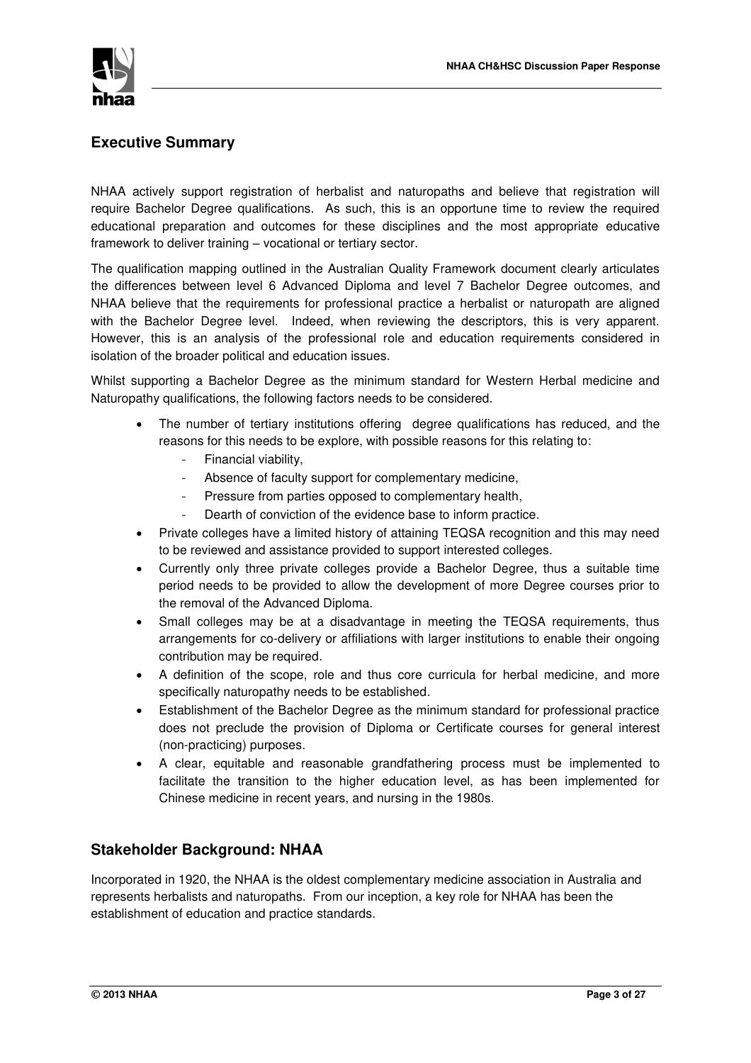## Executive Summary

NHAA actively support registration of herbalist and naturopaths and believe that registration will require Bachelor Degree qualifications. As such, this is an opportune time to review the required educational preparation and outcomes for these disciplines and the most appropriate educative framework to deliver training – vocational or tertiary sector.

The qualification mapping outlined in the Australian Quality Framework document clearly articulates the differences between level 6 Advanced Diploma and level 7 Bachelor Degree outcomes, and NHAA believe that the requirements for professional practice a herbalist or naturopath are aligned with the Bachelor Degree level. Indeed, when reviewing the descriptors, this is very apparent. However, this is an analysis of the professional role and education requirements considered in isolation of the broader political and education issues.

Whilst supporting a Bachelor Degree as the minimum standard for Western Herbal medicine and Naturopathy qualifications, the following factors needs to be considered.

- The number of tertiary institutions offering degree qualifications has reduced, and the reasons for this needs to be explore, with possible reasons for this relating to:
  - Financial viability,
  - Absence of faculty support for complementary medicine,
  - Pressure from parties opposed to complementary health,
  - Dearth of conviction of the evidence base to inform practice.
- Private colleges have a limited history of attaining TEQSA recognition and this may need to be reviewed and assistance provided to support interested colleges.
- Currently only three private colleges provide a Bachelor Degree, thus a suitable time period needs to be provided to allow the development of more Degree courses prior to the removal of the Advanced Diploma.
- Small colleges may be at a disadvantage in meeting the TEQSA requirements, thus arrangements for co-delivery or affiliations with larger institutions to enable their ongoing contribution may be required.
- A definition of the scope, role and thus core curricula for herbal medicine, and more specifically naturopathy needs to be established.
- Establishment of the Bachelor Degree as the minimum standard for professional practice does not preclude the provision of Diploma or Certificate courses for general interest (non-practicing) purposes.
- A clear, equitable and reasonable grandfathering process must be implemented to facilitate the transition to the higher education level, as has been implemented for Chinese medicine in recent years, and nursing in the 1980s.

## Stakeholder Background: NHAA

Incorporated in 1920, the NHAA is the oldest complementary medicine association in Australia and represents herbalists and naturopaths. From our inception, a key role for NHAA has been the establishment of education and practice standards.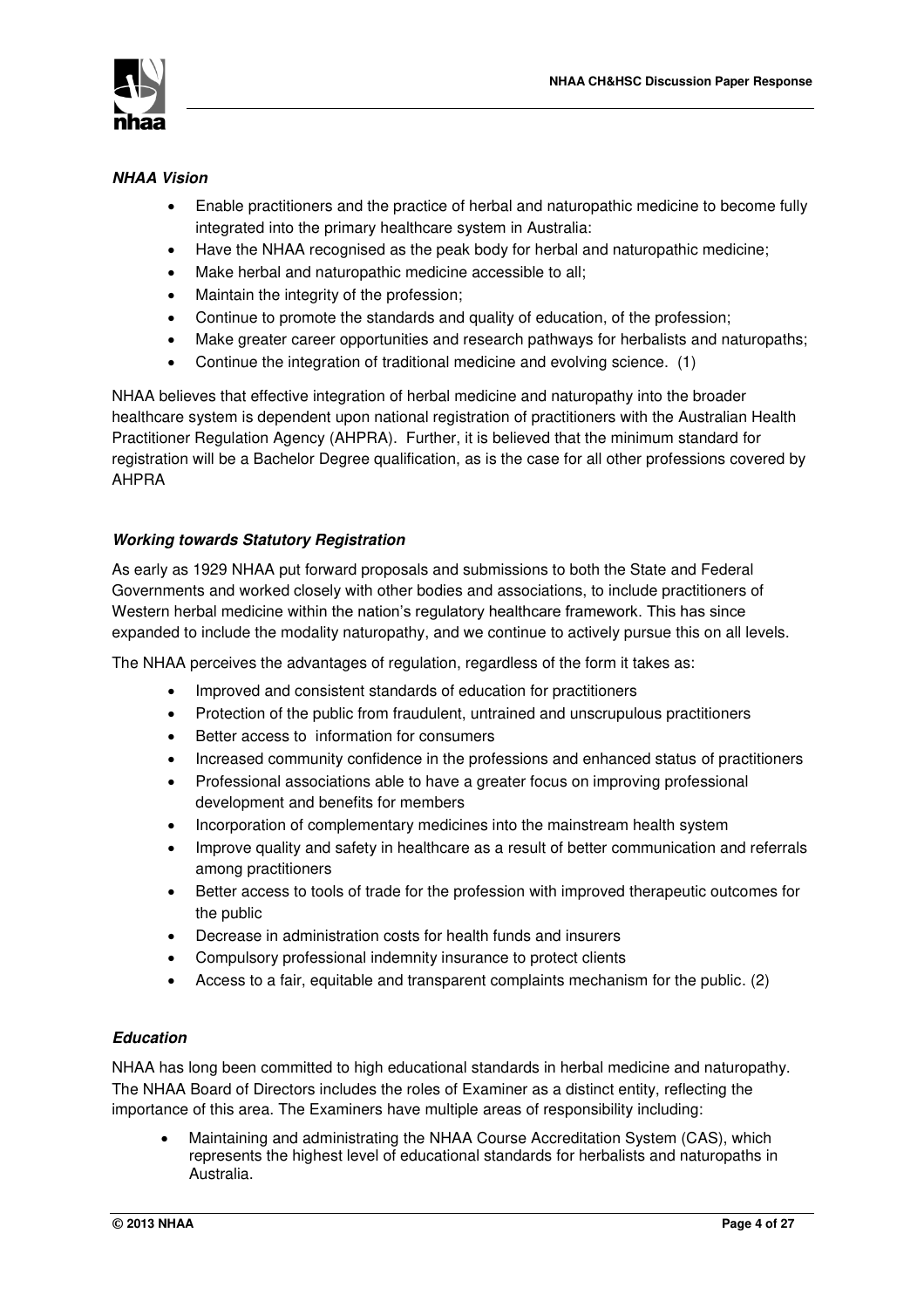***NHAA Vision***

- Enable practitioners and the practice of herbal and naturopathic medicine to become fully integrated into the primary healthcare system in Australia:
- Have the NHAA recognised as the peak body for herbal and naturopathic medicine;
- Make herbal and naturopathic medicine accessible to all;
- Maintain the integrity of the profession;
- Continue to promote the standards and quality of education, of the profession;
- Make greater career opportunities and research pathways for herbalists and naturopaths;
- Continue the integration of traditional medicine and evolving science. (1)

NHAA believes that effective integration of herbal medicine and naturopathy into the broader healthcare system is dependent upon national registration of practitioners with the Australian Health Practitioner Regulation Agency (AHPRA). Further, it is believed that the minimum standard for registration will be a Bachelor Degree qualification, as is the case for all other professions covered by AHPRA

***Working towards Statutory Registration***

As early as 1929 NHAA put forward proposals and submissions to both the State and Federal Governments and worked closely with other bodies and associations, to include practitioners of Western herbal medicine within the nation's regulatory healthcare framework. This has since expanded to include the modality naturopathy, and we continue to actively pursue this on all levels.

The NHAA perceives the advantages of regulation, regardless of the form it takes as:

- Improved and consistent standards of education for practitioners
- Protection of the public from fraudulent, untrained and unscrupulous practitioners
- Better access to information for consumers
- Increased community confidence in the professions and enhanced status of practitioners
- Professional associations able to have a greater focus on improving professional development and benefits for members
- Incorporation of complementary medicines into the mainstream health system
- Improve quality and safety in healthcare as a result of better communication and referrals among practitioners
- Better access to tools of trade for the profession with improved therapeutic outcomes for the public
- Decrease in administration costs for health funds and insurers
- Compulsory professional indemnity insurance to protect clients
- Access to a fair, equitable and transparent complaints mechanism for the public. (2)

***Education***

NHAA has long been committed to high educational standards in herbal medicine and naturopathy. The NHAA Board of Directors includes the roles of Examiner as a distinct entity, reflecting the importance of this area. The Examiners have multiple areas of responsibility including:

- Maintaining and administrating the NHAA Course Accreditation System (CAS), which represents the highest level of educational standards for herbalists and naturopaths in Australia.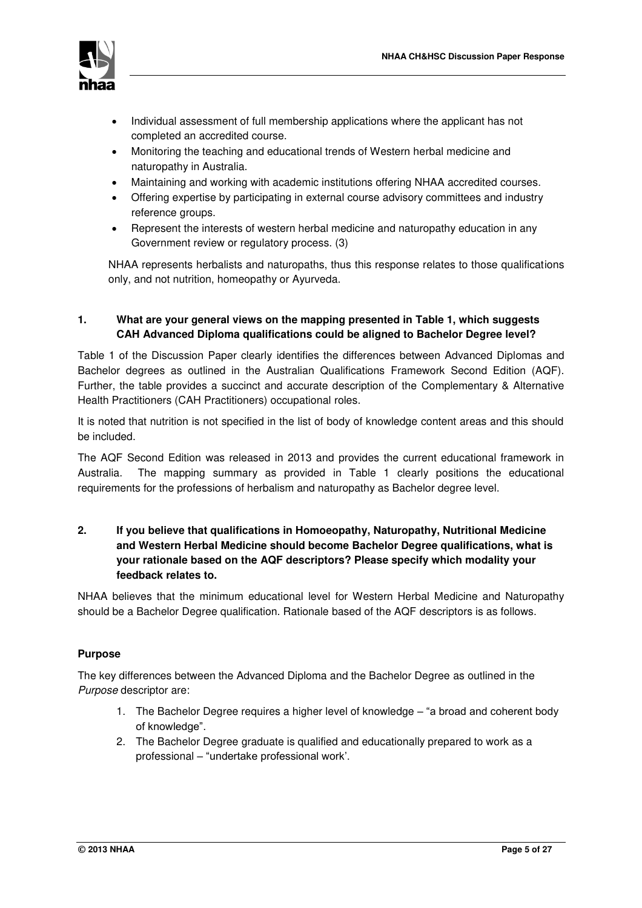- Individual assessment of full membership applications where the applicant has not completed an accredited course.
- Monitoring the teaching and educational trends of Western herbal medicine and naturopathy in Australia.
- Maintaining and working with academic institutions offering NHAA accredited courses.
- Offering expertise by participating in external course advisory committees and industry reference groups.
- Represent the interests of western herbal medicine and naturopathy education in any Government review or regulatory process. (3)

NHAA represents herbalists and naturopaths, thus this response relates to those qualifications only, and not nutrition, homeopathy or Ayurveda.

**1. What are your general views on the mapping presented in Table 1, which suggests CAH Advanced Diploma qualifications could be aligned to Bachelor Degree level?**

Table 1 of the Discussion Paper clearly identifies the differences between Advanced Diplomas and Bachelor degrees as outlined in the Australian Qualifications Framework Second Edition (AQF). Further, the table provides a succinct and accurate description of the Complementary & Alternative Health Practitioners (CAH Practitioners) occupational roles.

It is noted that nutrition is not specified in the list of body of knowledge content areas and this should be included.

The AQF Second Edition was released in 2013 and provides the current educational framework in Australia. The mapping summary as provided in Table 1 clearly positions the educational requirements for the professions of herbalism and naturopathy as Bachelor degree level.

**2. If you believe that qualifications in Homoeopathy, Naturopathy, Nutritional Medicine and Western Herbal Medicine should become Bachelor Degree qualifications, what is your rationale based on the AQF descriptors? Please specify which modality your feedback relates to.**

NHAA believes that the minimum educational level for Western Herbal Medicine and Naturopathy should be a Bachelor Degree qualification. Rationale based of the AQF descriptors is as follows.

**Purpose**

The key differences between the Advanced Diploma and the Bachelor Degree as outlined in the *Purpose* descriptor are:

1. The Bachelor Degree requires a higher level of knowledge – "a broad and coherent body of knowledge".
2. The Bachelor Degree graduate is qualified and educationally prepared to work as a professional – "undertake professional work'.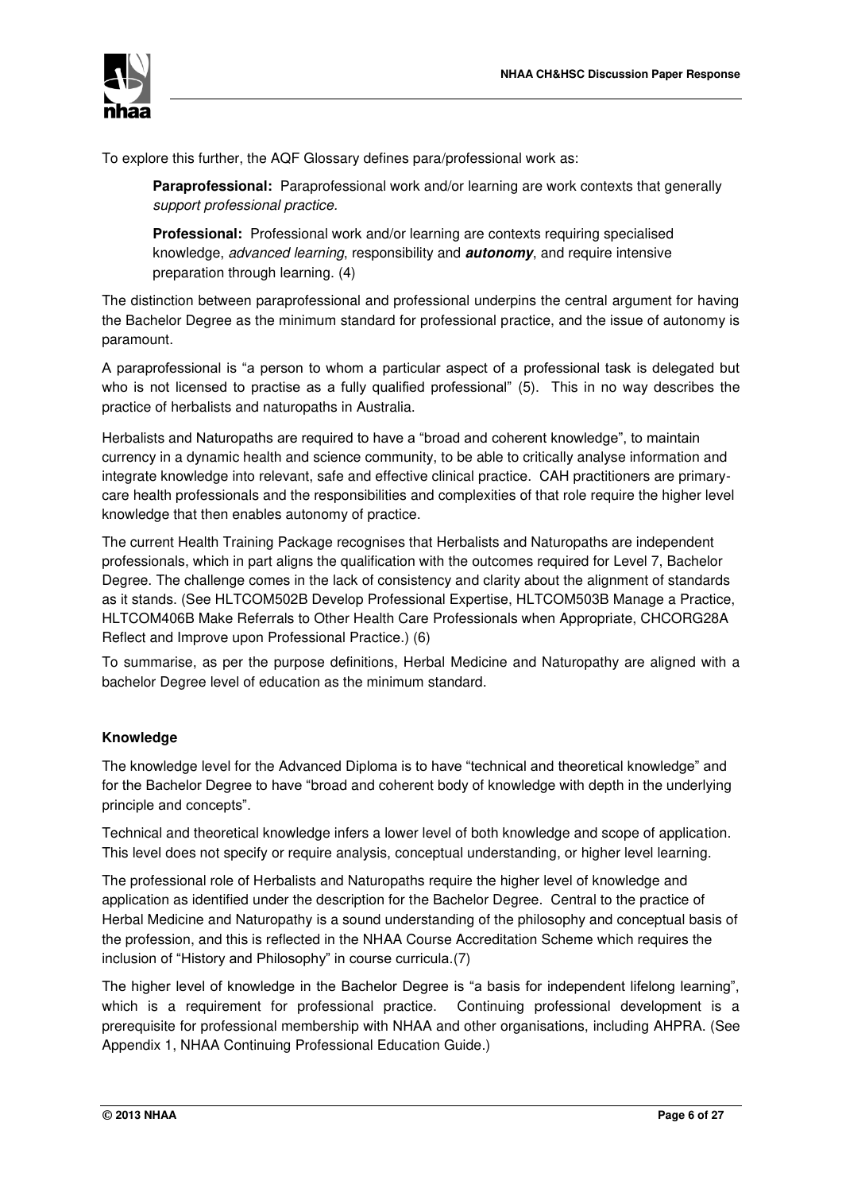To explore this further, the AQF Glossary defines para/professional work as:

> **Paraprofessional:** Paraprofessional work and/or learning are work contexts that generally *support professional practice.*
>
> **Professional:** Professional work and/or learning are contexts requiring specialised knowledge, *advanced learning*, responsibility and ***autonomy***, and require intensive preparation through learning. (4)

The distinction between paraprofessional and professional underpins the central argument for having the Bachelor Degree as the minimum standard for professional practice, and the issue of autonomy is paramount.

A paraprofessional is "a person to whom a particular aspect of a professional task is delegated but who is not licensed to practise as a fully qualified professional" (5). This in no way describes the practice of herbalists and naturopaths in Australia.

Herbalists and Naturopaths are required to have a "broad and coherent knowledge", to maintain currency in a dynamic health and science community, to be able to critically analyse information and integrate knowledge into relevant, safe and effective clinical practice. CAH practitioners are primary-care health professionals and the responsibilities and complexities of that role require the higher level knowledge that then enables autonomy of practice.

The current Health Training Package recognises that Herbalists and Naturopaths are independent professionals, which in part aligns the qualification with the outcomes required for Level 7, Bachelor Degree. The challenge comes in the lack of consistency and clarity about the alignment of standards as it stands. (See HLTCOM502B Develop Professional Expertise, HLTCOM503B Manage a Practice, HLTCOM406B Make Referrals to Other Health Care Professionals when Appropriate, CHCORG28A Reflect and Improve upon Professional Practice.) (6)

To summarise, as per the purpose definitions, Herbal Medicine and Naturopathy are aligned with a bachelor Degree level of education as the minimum standard.

**Knowledge**

The knowledge level for the Advanced Diploma is to have "technical and theoretical knowledge" and for the Bachelor Degree to have "broad and coherent body of knowledge with depth in the underlying principle and concepts".

Technical and theoretical knowledge infers a lower level of both knowledge and scope of application. This level does not specify or require analysis, conceptual understanding, or higher level learning.

The professional role of Herbalists and Naturopaths require the higher level of knowledge and application as identified under the description for the Bachelor Degree. Central to the practice of Herbal Medicine and Naturopathy is a sound understanding of the philosophy and conceptual basis of the profession, and this is reflected in the NHAA Course Accreditation Scheme which requires the inclusion of "History and Philosophy" in course curricula.(7)

The higher level of knowledge in the Bachelor Degree is "a basis for independent lifelong learning", which is a requirement for professional practice. Continuing professional development is a prerequisite for professional membership with NHAA and other organisations, including AHPRA. (See Appendix 1, NHAA Continuing Professional Education Guide.)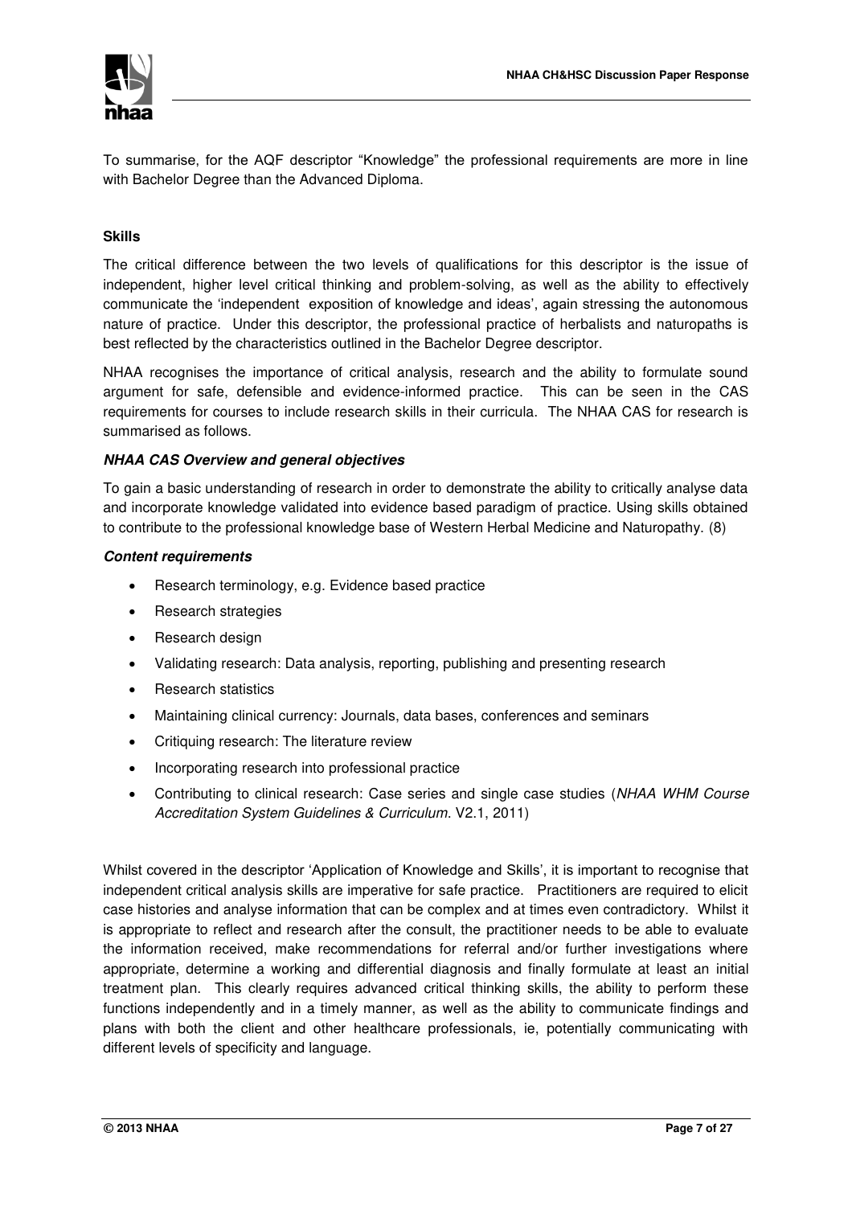To summarise, for the AQF descriptor "Knowledge" the professional requirements are more in line with Bachelor Degree than the Advanced Diploma.

### Skills

The critical difference between the two levels of qualifications for this descriptor is the issue of independent, higher level critical thinking and problem-solving, as well as the ability to effectively communicate the 'independent exposition of knowledge and ideas', again stressing the autonomous nature of practice. Under this descriptor, the professional practice of herbalists and naturopaths is best reflected by the characteristics outlined in the Bachelor Degree descriptor.

NHAA recognises the importance of critical analysis, research and the ability to formulate sound argument for safe, defensible and evidence-informed practice. This can be seen in the CAS requirements for courses to include research skills in their curricula. The NHAA CAS for research is summarised as follows.

#### *NHAA CAS Overview and general objectives*

To gain a basic understanding of research in order to demonstrate the ability to critically analyse data and incorporate knowledge validated into evidence based paradigm of practice. Using skills obtained to contribute to the professional knowledge base of Western Herbal Medicine and Naturopathy. (8)

#### *Content requirements*

- Research terminology, e.g. Evidence based practice
- Research strategies
- Research design
- Validating research: Data analysis, reporting, publishing and presenting research
- Research statistics
- Maintaining clinical currency: Journals, data bases, conferences and seminars
- Critiquing research: The literature review
- Incorporating research into professional practice
- Contributing to clinical research: Case series and single case studies (*NHAA WHM Course Accreditation System Guidelines & Curriculum.* V2.1, 2011)

Whilst covered in the descriptor 'Application of Knowledge and Skills', it is important to recognise that independent critical analysis skills are imperative for safe practice. Practitioners are required to elicit case histories and analyse information that can be complex and at times even contradictory. Whilst it is appropriate to reflect and research after the consult, the practitioner needs to be able to evaluate the information received, make recommendations for referral and/or further investigations where appropriate, determine a working and differential diagnosis and finally formulate at least an initial treatment plan. This clearly requires advanced critical thinking skills, the ability to perform these functions independently and in a timely manner, as well as the ability to communicate findings and plans with both the client and other healthcare professionals, ie, potentially communicating with different levels of specificity and language.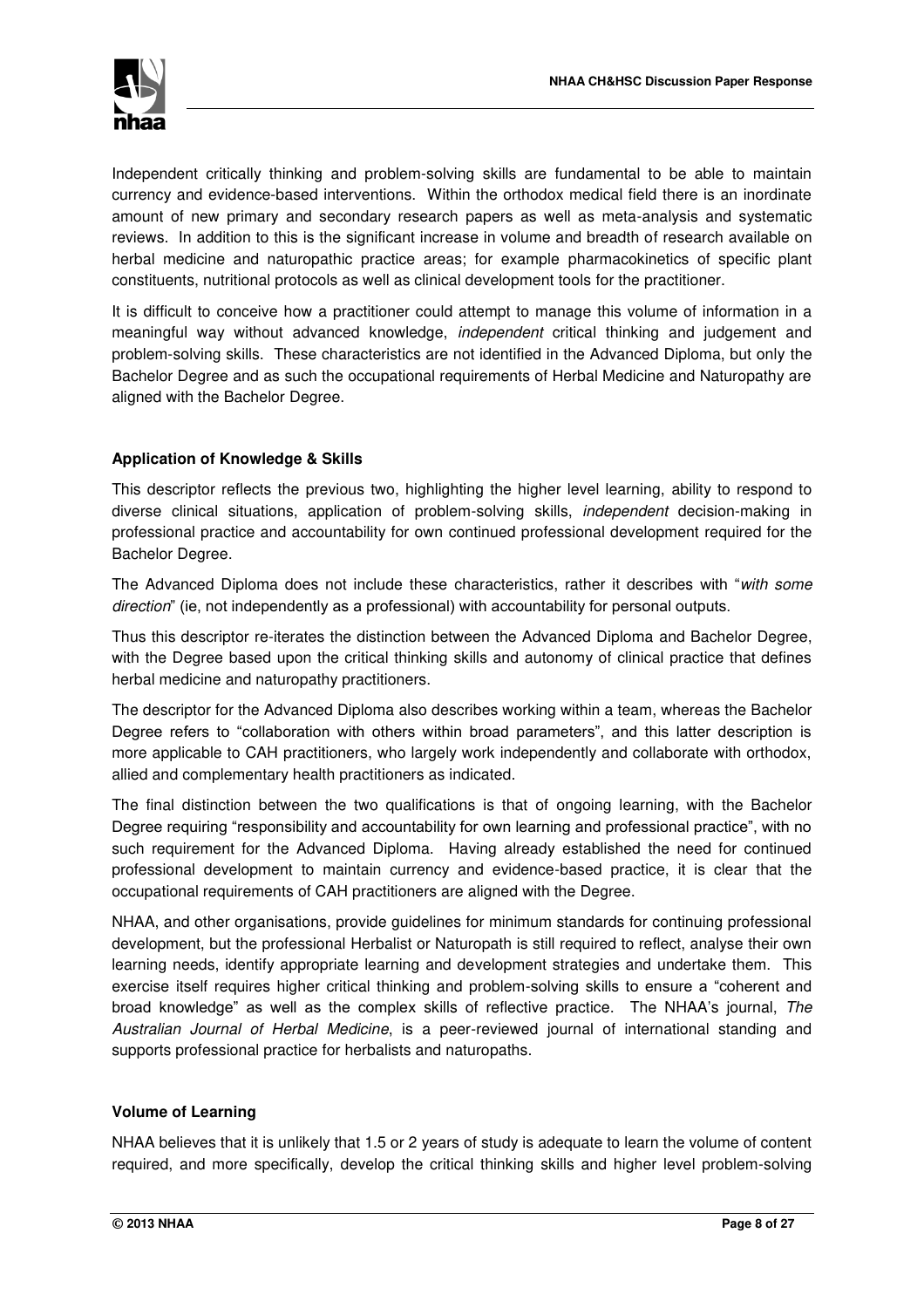Independent critically thinking and problem-solving skills are fundamental to be able to maintain currency and evidence-based interventions. Within the orthodox medical field there is an inordinate amount of new primary and secondary research papers as well as meta-analysis and systematic reviews. In addition to this is the significant increase in volume and breadth of research available on herbal medicine and naturopathic practice areas; for example pharmacokinetics of specific plant constituents, nutritional protocols as well as clinical development tools for the practitioner.

It is difficult to conceive how a practitioner could attempt to manage this volume of information in a meaningful way without advanced knowledge, *independent* critical thinking and judgement and problem-solving skills. These characteristics are not identified in the Advanced Diploma, but only the Bachelor Degree and as such the occupational requirements of Herbal Medicine and Naturopathy are aligned with the Bachelor Degree.

**Application of Knowledge & Skills**

This descriptor reflects the previous two, highlighting the higher level learning, ability to respond to diverse clinical situations, application of problem-solving skills, *independent* decision-making in professional practice and accountability for own continued professional development required for the Bachelor Degree.

The Advanced Diploma does not include these characteristics, rather it describes with "*with some direction*" (ie, not independently as a professional) with accountability for personal outputs.

Thus this descriptor re-iterates the distinction between the Advanced Diploma and Bachelor Degree, with the Degree based upon the critical thinking skills and autonomy of clinical practice that defines herbal medicine and naturopathy practitioners.

The descriptor for the Advanced Diploma also describes working within a team, whereas the Bachelor Degree refers to "collaboration with others within broad parameters", and this latter description is more applicable to CAH practitioners, who largely work independently and collaborate with orthodox, allied and complementary health practitioners as indicated.

The final distinction between the two qualifications is that of ongoing learning, with the Bachelor Degree requiring "responsibility and accountability for own learning and professional practice", with no such requirement for the Advanced Diploma. Having already established the need for continued professional development to maintain currency and evidence-based practice, it is clear that the occupational requirements of CAH practitioners are aligned with the Degree.

NHAA, and other organisations, provide guidelines for minimum standards for continuing professional development, but the professional Herbalist or Naturopath is still required to reflect, analyse their own learning needs, identify appropriate learning and development strategies and undertake them. This exercise itself requires higher critical thinking and problem-solving skills to ensure a "coherent and broad knowledge" as well as the complex skills of reflective practice. The NHAA's journal, *The Australian Journal of Herbal Medicine*, is a peer-reviewed journal of international standing and supports professional practice for herbalists and naturopaths.

**Volume of Learning**

NHAA believes that it is unlikely that 1.5 or 2 years of study is adequate to learn the volume of content required, and more specifically, develop the critical thinking skills and higher level problem-solving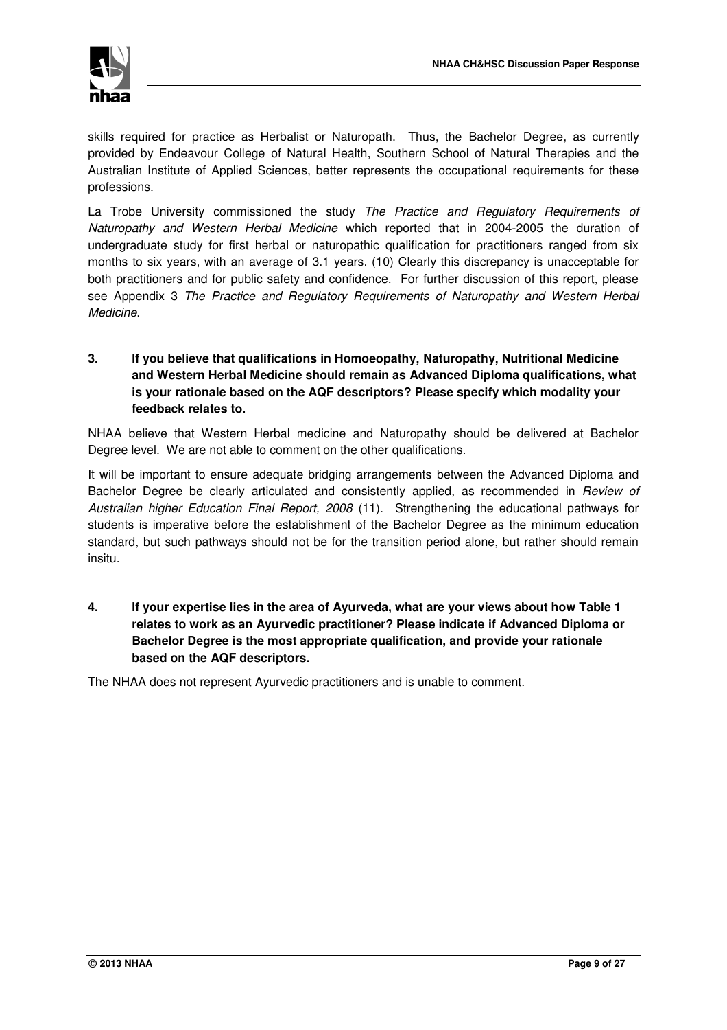skills required for practice as Herbalist or Naturopath. Thus, the Bachelor Degree, as currently provided by Endeavour College of Natural Health, Southern School of Natural Therapies and the Australian Institute of Applied Sciences, better represents the occupational requirements for these professions.

La Trobe University commissioned the study *The Practice and Regulatory Requirements of Naturopathy and Western Herbal Medicine* which reported that in 2004-2005 the duration of undergraduate study for first herbal or naturopathic qualification for practitioners ranged from six months to six years, with an average of 3.1 years. (10) Clearly this discrepancy is unacceptable for both practitioners and for public safety and confidence. For further discussion of this report, please see Appendix 3 *The Practice and Regulatory Requirements of Naturopathy and Western Herbal Medicine*.

**3. If you believe that qualifications in Homoeopathy, Naturopathy, Nutritional Medicine and Western Herbal Medicine should remain as Advanced Diploma qualifications, what is your rationale based on the AQF descriptors? Please specify which modality your feedback relates to.**

NHAA believe that Western Herbal medicine and Naturopathy should be delivered at Bachelor Degree level. We are not able to comment on the other qualifications.

It will be important to ensure adequate bridging arrangements between the Advanced Diploma and Bachelor Degree be clearly articulated and consistently applied, as recommended in *Review of Australian higher Education Final Report, 2008* (11). Strengthening the educational pathways for students is imperative before the establishment of the Bachelor Degree as the minimum education standard, but such pathways should not be for the transition period alone, but rather should remain insitu.

**4. If your expertise lies in the area of Ayurveda, what are your views about how Table 1 relates to work as an Ayurvedic practitioner? Please indicate if Advanced Diploma or Bachelor Degree is the most appropriate qualification, and provide your rationale based on the AQF descriptors.**

The NHAA does not represent Ayurvedic practitioners and is unable to comment.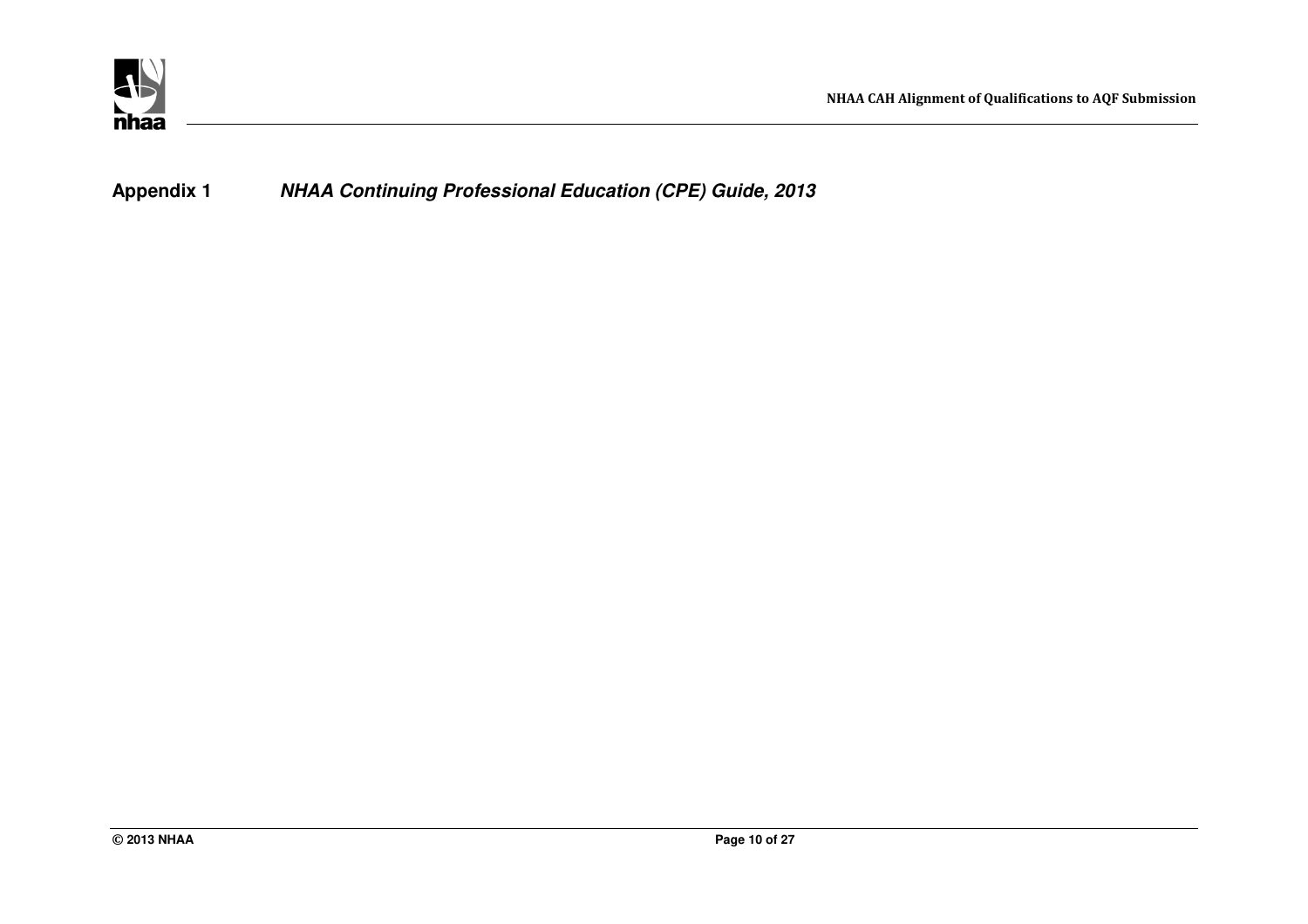## Appendix 1 *NHAA Continuing Professional Education (CPE) Guide, 2013*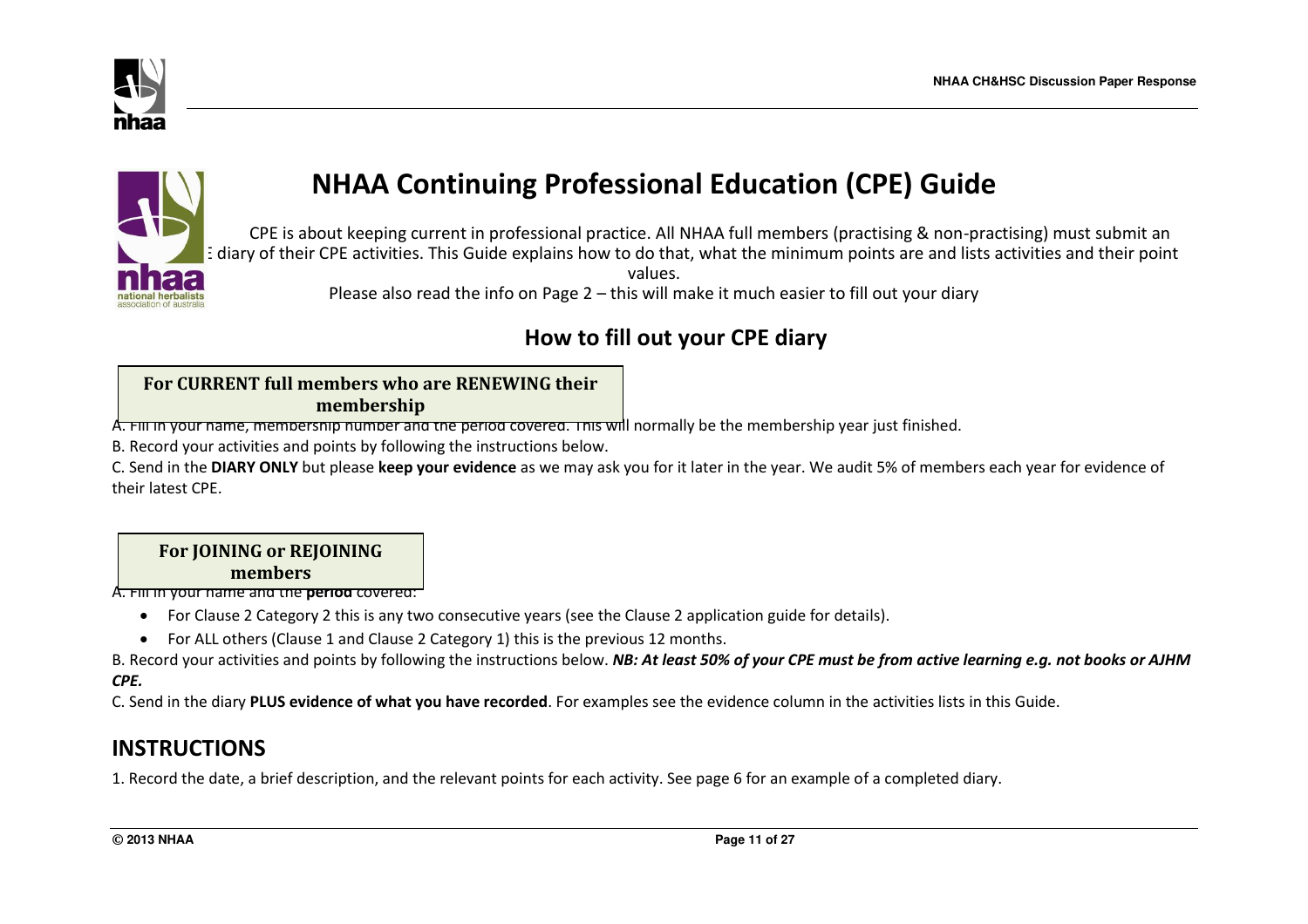# NHAA Continuing Professional Education (CPE) Guide

CPE is about keeping current in professional practice. All NHAA full members (practising & non-practising) must submit an E diary of their CPE activities. This Guide explains how to do that, what the minimum points are and lists activities and their point values.

Please also read the info on Page 2 – this will make it much easier to fill out your diary

## How to fill out your CPE diary

**For CURRENT full members who are RENEWING their membership**

A. Fill in your name, membership number and the period covered. This will normally be the membership year just finished.

B. Record your activities and points by following the instructions below.

C. Send in the **DIARY ONLY** but please **keep your evidence** as we may ask you for it later in the year. We audit 5% of members each year for evidence of their latest CPE.

**For JOINING or REJOINING members**

A. Fill in your name and the **period** covered:

- For Clause 2 Category 2 this is any two consecutive years (see the Clause 2 application guide for details).
- For ALL others (Clause 1 and Clause 2 Category 1) this is the previous 12 months.

B. Record your activities and points by following the instructions below. ***NB: At least 50% of your CPE must be from active learning e.g. not books or AJHM CPE.***

C. Send in the diary **PLUS evidence of what you have recorded**. For examples see the evidence column in the activities lists in this Guide.

## INSTRUCTIONS

1. Record the date, a brief description, and the relevant points for each activity. See page 6 for an example of a completed diary.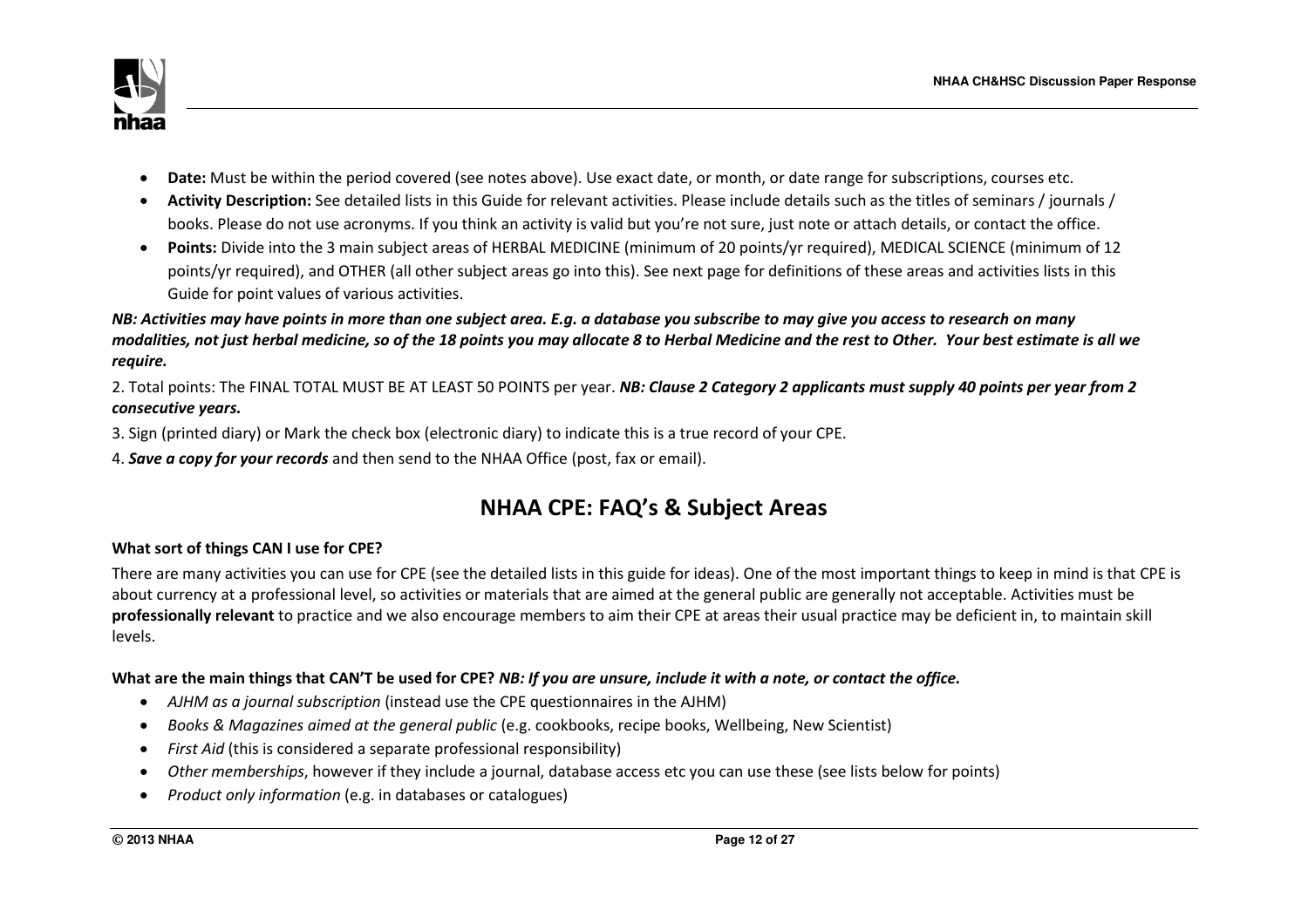- **Date:** Must be within the period covered (see notes above). Use exact date, or month, or date range for subscriptions, courses etc.
- **Activity Description:** See detailed lists in this Guide for relevant activities. Please include details such as the titles of seminars / journals / books. Please do not use acronyms. If you think an activity is valid but you're not sure, just note or attach details, or contact the office.
- **Points:** Divide into the 3 main subject areas of HERBAL MEDICINE (minimum of 20 points/yr required), MEDICAL SCIENCE (minimum of 12 points/yr required), and OTHER (all other subject areas go into this). See next page for definitions of these areas and activities lists in this Guide for point values of various activities.

***NB: Activities may have points in more than one subject area. E.g. a database you subscribe to may give you access to research on many modalities, not just herbal medicine, so of the 18 points you may allocate 8 to Herbal Medicine and the rest to Other. Your best estimate is all we require.***

2. Total points: The FINAL TOTAL MUST BE AT LEAST 50 POINTS per year. ***NB: Clause 2 Category 2 applicants must supply 40 points per year from 2 consecutive years.***

3. Sign (printed diary) or Mark the check box (electronic diary) to indicate this is a true record of your CPE.

4. ***Save a copy for your records*** and then send to the NHAA Office (post, fax or email).

## NHAA CPE: FAQ's & Subject Areas

**What sort of things CAN I use for CPE?**

There are many activities you can use for CPE (see the detailed lists in this guide for ideas). One of the most important things to keep in mind is that CPE is about currency at a professional level, so activities or materials that are aimed at the general public are generally not acceptable. Activities must be **professionally relevant** to practice and we also encourage members to aim their CPE at areas their usual practice may be deficient in, to maintain skill levels.

**What are the main things that CAN'T be used for CPE?** ***NB: If you are unsure, include it with a note, or contact the office.***

- *AJHM as a journal subscription* (instead use the CPE questionnaires in the AJHM)
- *Books & Magazines aimed at the general public* (e.g. cookbooks, recipe books, Wellbeing, New Scientist)
- *First Aid* (this is considered a separate professional responsibility)
- *Other memberships*, however if they include a journal, database access etc you can use these (see lists below for points)
- *Product only information* (e.g. in databases or catalogues)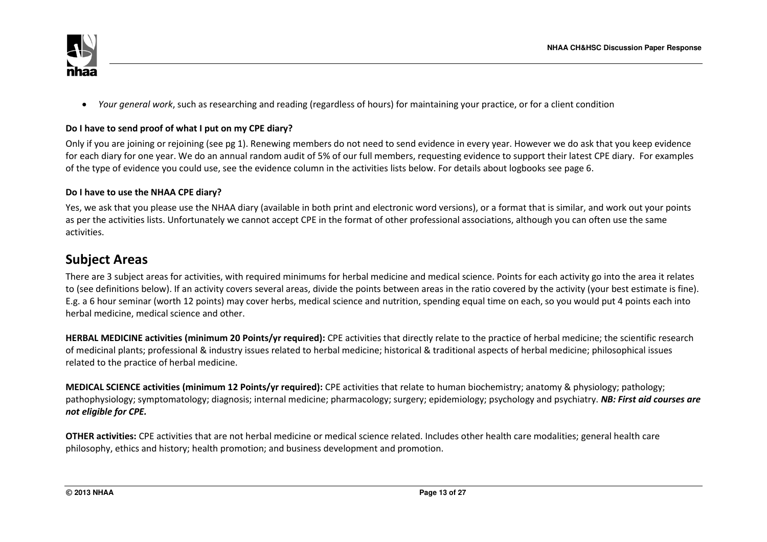- *Your general work*, such as researching and reading (regardless of hours) for maintaining your practice, or for a client condition

**Do I have to send proof of what I put on my CPE diary?**

Only if you are joining or rejoining (see pg 1). Renewing members do not need to send evidence in every year. However we do ask that you keep evidence for each diary for one year. We do an annual random audit of 5% of our full members, requesting evidence to support their latest CPE diary. For examples of the type of evidence you could use, see the evidence column in the activities lists below. For details about logbooks see page 6.

**Do I have to use the NHAA CPE diary?**

Yes, we ask that you please use the NHAA diary (available in both print and electronic word versions), or a format that is similar, and work out your points as per the activities lists. Unfortunately we cannot accept CPE in the format of other professional associations, although you can often use the same activities.

## Subject Areas

There are 3 subject areas for activities, with required minimums for herbal medicine and medical science. Points for each activity go into the area it relates to (see definitions below). If an activity covers several areas, divide the points between areas in the ratio covered by the activity (your best estimate is fine). E.g. a 6 hour seminar (worth 12 points) may cover herbs, medical science and nutrition, spending equal time on each, so you would put 4 points each into herbal medicine, medical science and other.

**HERBAL MEDICINE activities (minimum 20 Points/yr required):** CPE activities that directly relate to the practice of herbal medicine; the scientific research of medicinal plants; professional & industry issues related to herbal medicine; historical & traditional aspects of herbal medicine; philosophical issues related to the practice of herbal medicine.

**MEDICAL SCIENCE activities (minimum 12 Points/yr required):** CPE activities that relate to human biochemistry; anatomy & physiology; pathology; pathophysiology; symptomatology; diagnosis; internal medicine; pharmacology; surgery; epidemiology; psychology and psychiatry. ***NB: First aid courses are not eligible for CPE.***

**OTHER activities:** CPE activities that are not herbal medicine or medical science related. Includes other health care modalities; general health care philosophy, ethics and history; health promotion; and business development and promotion.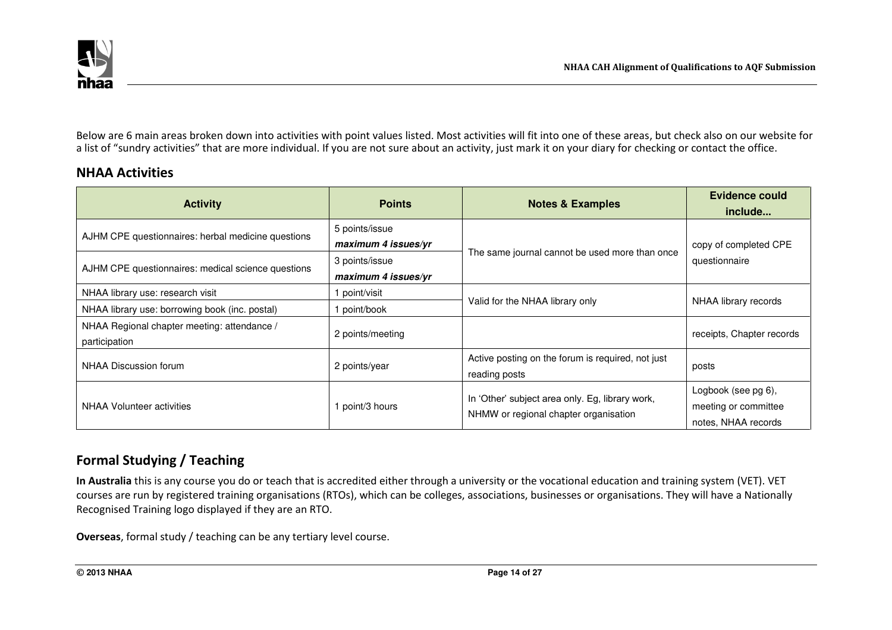Below are 6 main areas broken down into activities with point values listed. Most activities will fit into one of these areas, but check also on our website for a list of "sundry activities" that are more individual. If you are not sure about an activity, just mark it on your diary for checking or contact the office.

## NHAA Activities

| Activity | Points | Notes & Examples | Evidence could include... |
|---|---|---|---|
| AJHM CPE questionnaires: herbal medicine questions | 5 points/issue ***maximum 4 issues/yr*** | The same journal cannot be used more than once | copy of completed CPE questionnaire |
| AJHM CPE questionnaires: medical science questions | 3 points/issue ***maximum 4 issues/yr*** | | |
| NHAA library use: research visit | 1 point/visit | Valid for the NHAA library only | NHAA library records |
| NHAA library use: borrowing book (inc. postal) | 1 point/book | | |
| NHAA Regional chapter meeting: attendance / participation | 2 points/meeting | | receipts, Chapter records |
| NHAA Discussion forum | 2 points/year | Active posting on the forum is required, not just reading posts | posts |
| NHAA Volunteer activities | 1 point/3 hours | In 'Other' subject area only. Eg, library work, NHMW or regional chapter organisation | Logbook (see pg 6), meeting or committee notes, NHAA records |

## Formal Studying / Teaching

**In Australia** this is any course you do or teach that is accredited either through a university or the vocational education and training system (VET). VET courses are run by registered training organisations (RTOs), which can be colleges, associations, businesses or organisations. They will have a Nationally Recognised Training logo displayed if they are an RTO.

**Overseas**, formal study / teaching can be any tertiary level course.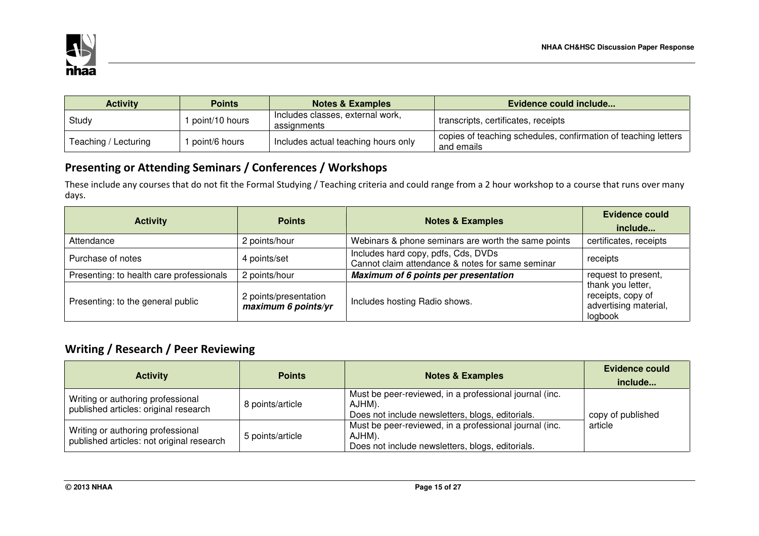| Activity | Points | Notes & Examples | Evidence could include... |
|---|---|---|---|
| Study | 1 point/10 hours | Includes classes, external work, assignments | transcripts, certificates, receipts |
| Teaching / Lecturing | 1 point/6 hours | Includes actual teaching hours only | copies of teaching schedules, confirmation of teaching letters and emails |

## Presenting or Attending Seminars / Conferences / Workshops

These include any courses that do not fit the Formal Studying / Teaching criteria and could range from a 2 hour workshop to a course that runs over many days.

| Activity | Points | Notes & Examples | Evidence could include... |
|---|---|---|---|
| Attendance | 2 points/hour | Webinars & phone seminars are worth the same points | certificates, receipts |
| Purchase of notes | 4 points/set | Includes hard copy, pdfs, Cds, DVDs<br>Cannot claim attendance & notes for same seminar | receipts |
| Presenting: to health care professionals | 2 points/hour | ***Maximum of 6 points per presentation*** | request to present, thank you letter, receipts, copy of advertising material, logbook |
| Presenting: to the general public | 2 points/presentation<br>***maximum 6 points/yr*** | Includes hosting Radio shows. | |

## Writing / Research / Peer Reviewing

| Activity | Points | Notes & Examples | Evidence could include... |
|---|---|---|---|
| Writing or authoring professional published articles: original research | 8 points/article | Must be peer-reviewed, in a professional journal (inc. AJHM).<br>Does not include newsletters, blogs, editorials. | copy of published article |
| Writing or authoring professional published articles: not original research | 5 points/article | Must be peer-reviewed, in a professional journal (inc. AJHM).<br>Does not include newsletters, blogs, editorials. | |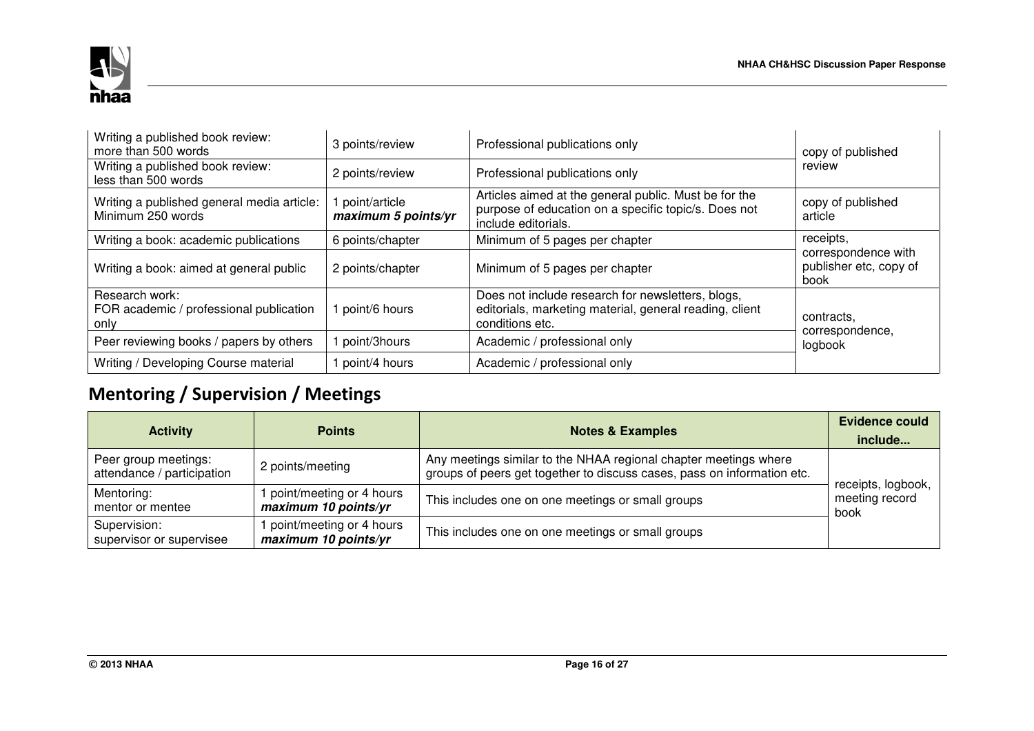| | | | |
|---|---|---|---|
| Writing a published book review: more than 500 words | 3 points/review | Professional publications only | copy of published review |
| Writing a published book review: less than 500 words | 2 points/review | Professional publications only | |
| Writing a published general media article: Minimum 250 words | 1 point/article ***maximum 5 points/yr*** | Articles aimed at the general public. Must be for the purpose of education on a specific topic/s. Does not include editorials. | copy of published article |
| Writing a book: academic publications | 6 points/chapter | Minimum of 5 pages per chapter | receipts, correspondence with publisher etc, copy of book |
| Writing a book: aimed at general public | 2 points/chapter | Minimum of 5 pages per chapter | |
| Research work: FOR academic / professional publication only | 1 point/6 hours | Does not include research for newsletters, blogs, editorials, marketing material, general reading, client conditions etc. | contracts, correspondence, logbook |
| Peer reviewing books / papers by others | 1 point/3hours | Academic / professional only | |
| Writing / Developing Course material | 1 point/4 hours | Academic / professional only | |

## Mentoring / Supervision / Meetings

| Activity | Points | Notes & Examples | Evidence could include... |
|---|---|---|---|
| Peer group meetings: attendance / participation | 2 points/meeting | Any meetings similar to the NHAA regional chapter meetings where groups of peers get together to discuss cases, pass on information etc. | receipts, logbook, meeting record book |
| Mentoring: mentor or mentee | 1 point/meeting or 4 hours ***maximum 10 points/yr*** | This includes one on one meetings or small groups | |
| Supervision: supervisor or supervisee | 1 point/meeting or 4 hours ***maximum 10 points/yr*** | This includes one on one meetings or small groups | |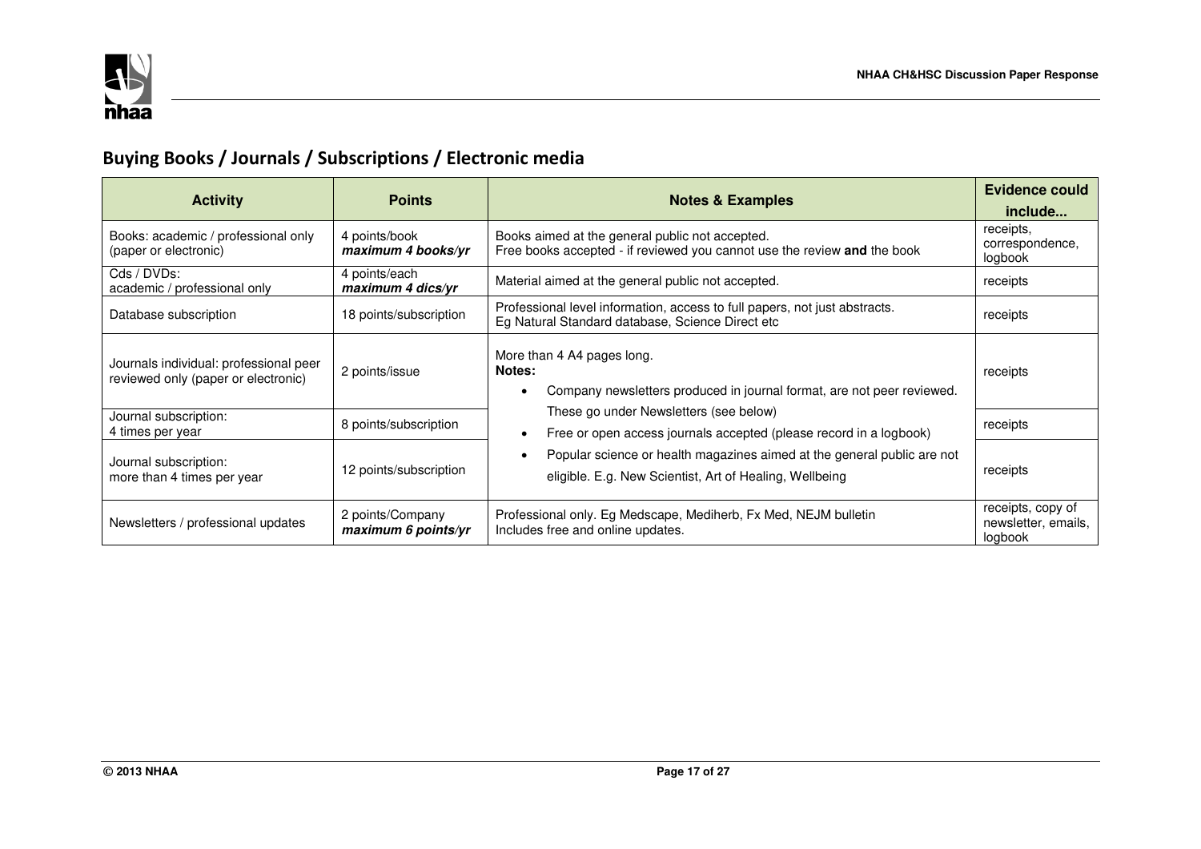## Buying Books / Journals / Subscriptions / Electronic media

| Activity | Points | Notes & Examples | Evidence could include... |
|---|---|---|---|
| Books: academic / professional only (paper or electronic) | 4 points/book ***maximum 4 books/yr*** | Books aimed at the general public not accepted.<br>Free books accepted - if reviewed you cannot use the review **and** the book | receipts, correspondence, logbook |
| Cds / DVDs: academic / professional only | 4 points/each ***maximum 4 dics/yr*** | Material aimed at the general public not accepted. | receipts |
| Database subscription | 18 points/subscription | Professional level information, access to full papers, not just abstracts.<br>Eg Natural Standard database, Science Direct etc | receipts |
| Journals individual: professional peer reviewed only (paper or electronic) | 2 points/issue | More than 4 A4 pages long.<br>**Notes:**<br>• Company newsletters produced in journal format, are not peer reviewed. These go under Newsletters (see below)<br>• Free or open access journals accepted (please record in a logbook)<br>• Popular science or health magazines aimed at the general public are not eligible. E.g. New Scientist, Art of Healing, Wellbeing | receipts |
| Journal subscription: 4 times per year | 8 points/subscription | | receipts |
| Journal subscription: more than 4 times per year | 12 points/subscription | | receipts |
| Newsletters / professional updates | 2 points/Company ***maximum 6 points/yr*** | Professional only. Eg Medscape, Mediherb, Fx Med, NEJM bulletin<br>Includes free and online updates. | receipts, copy of newsletter, emails, logbook |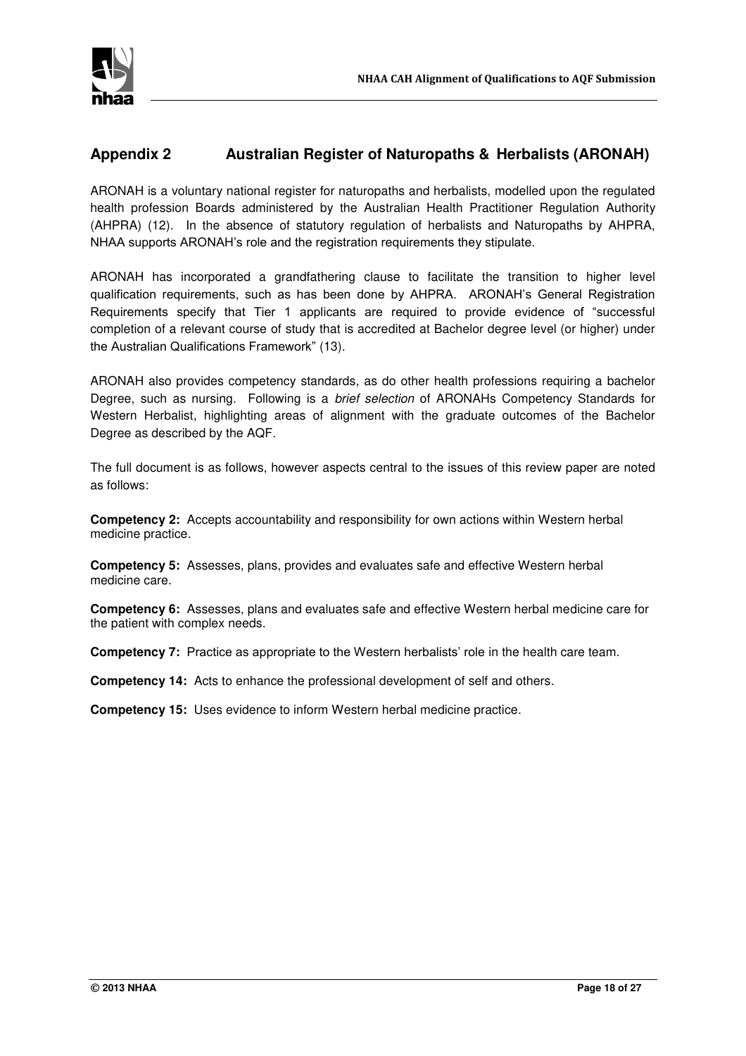## Appendix 2 Australian Register of Naturopaths & Herbalists (ARONAH)

ARONAH is a voluntary national register for naturopaths and herbalists, modelled upon the regulated health profession Boards administered by the Australian Health Practitioner Regulation Authority (AHPRA) (12). In the absence of statutory regulation of herbalists and Naturopaths by AHPRA, NHAA supports ARONAH's role and the registration requirements they stipulate.

ARONAH has incorporated a grandfathering clause to facilitate the transition to higher level qualification requirements, such as has been done by AHPRA. ARONAH's General Registration Requirements specify that Tier 1 applicants are required to provide evidence of "successful completion of a relevant course of study that is accredited at Bachelor degree level (or higher) under the Australian Qualifications Framework" (13).

ARONAH also provides competency standards, as do other health professions requiring a bachelor Degree, such as nursing. Following is a *brief selection* of ARONAHs Competency Standards for Western Herbalist, highlighting areas of alignment with the graduate outcomes of the Bachelor Degree as described by the AQF.

The full document is as follows, however aspects central to the issues of this review paper are noted as follows:

**Competency 2:** Accepts accountability and responsibility for own actions within Western herbal medicine practice.

**Competency 5:** Assesses, plans, provides and evaluates safe and effective Western herbal medicine care.

**Competency 6:** Assesses, plans and evaluates safe and effective Western herbal medicine care for the patient with complex needs.

**Competency 7:** Practice as appropriate to the Western herbalists' role in the health care team.

**Competency 14:** Acts to enhance the professional development of self and others.

**Competency 15:** Uses evidence to inform Western herbal medicine practice.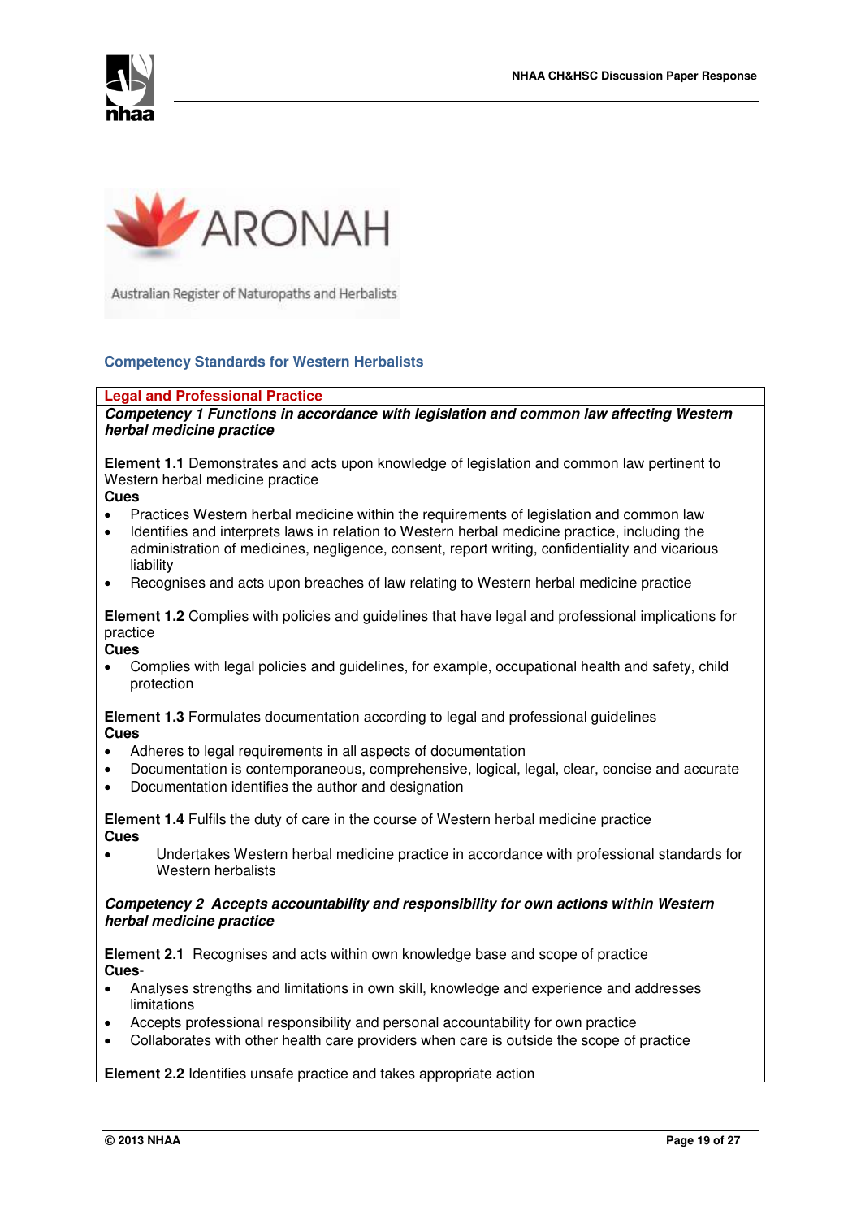ARONAH

Australian Register of Naturopaths and Herbalists

## Competency Standards for Western Herbalists

### Legal and Professional Practice

***Competency 1 Functions in accordance with legislation and common law affecting Western herbal medicine practice***

**Element 1.1** Demonstrates and acts upon knowledge of legislation and common law pertinent to Western herbal medicine practice

**Cues**

- Practices Western herbal medicine within the requirements of legislation and common law
- Identifies and interprets laws in relation to Western herbal medicine practice, including the administration of medicines, negligence, consent, report writing, confidentiality and vicarious liability
- Recognises and acts upon breaches of law relating to Western herbal medicine practice

**Element 1.2** Complies with policies and guidelines that have legal and professional implications for practice

**Cues**

- Complies with legal policies and guidelines, for example, occupational health and safety, child protection

**Element 1.3** Formulates documentation according to legal and professional guidelines

**Cues**

- Adheres to legal requirements in all aspects of documentation
- Documentation is contemporaneous, comprehensive, logical, legal, clear, concise and accurate
- Documentation identifies the author and designation

**Element 1.4** Fulfils the duty of care in the course of Western herbal medicine practice

**Cues**

- Undertakes Western herbal medicine practice in accordance with professional standards for Western herbalists

***Competency 2 Accepts accountability and responsibility for own actions within Western herbal medicine practice***

**Element 2.1** Recognises and acts within own knowledge base and scope of practice

**Cues**-

- Analyses strengths and limitations in own skill, knowledge and experience and addresses limitations
- Accepts professional responsibility and personal accountability for own practice
- Collaborates with other health care providers when care is outside the scope of practice

**Element 2.2** Identifies unsafe practice and takes appropriate action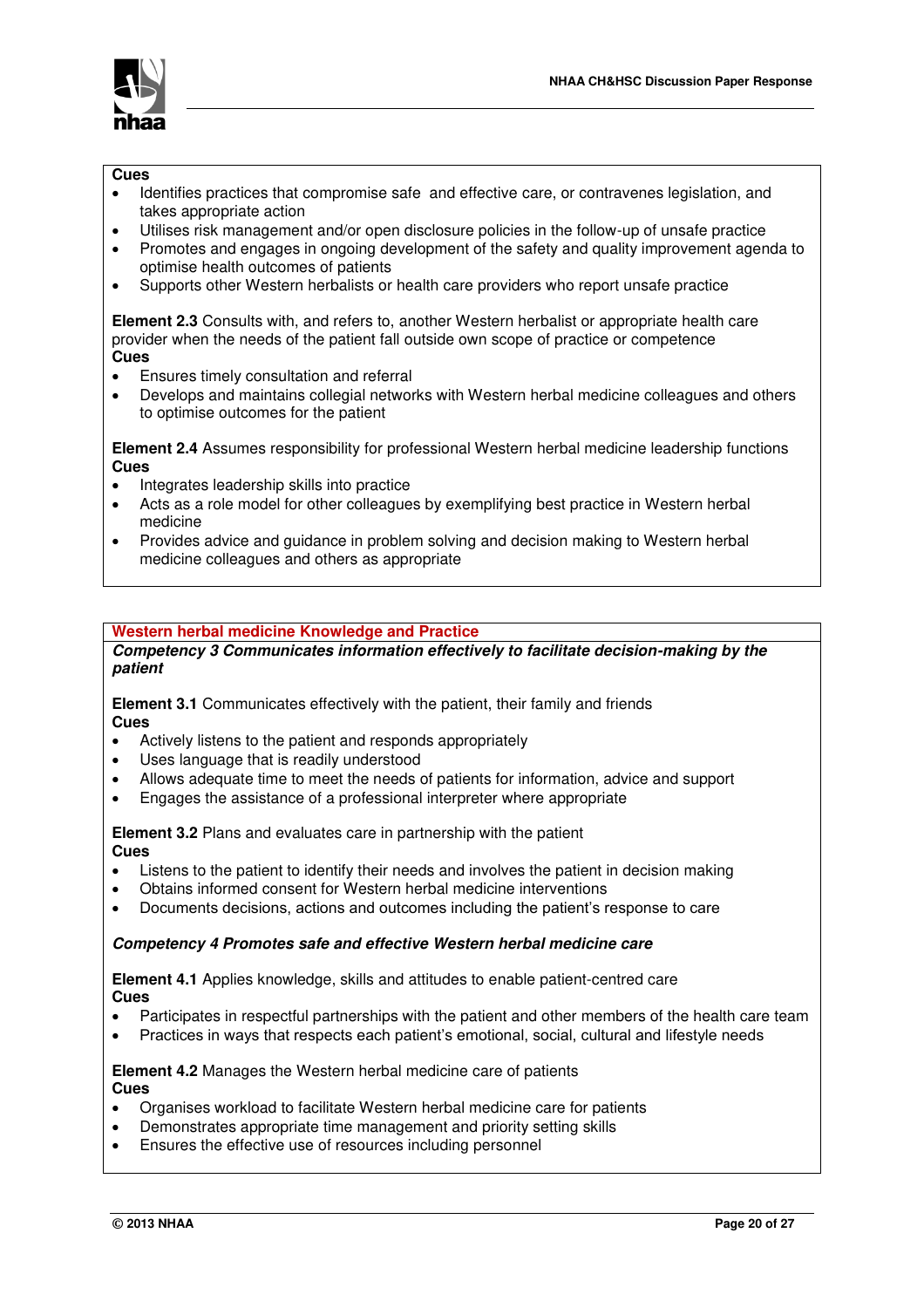**Cues**

- Identifies practices that compromise safe and effective care, or contravenes legislation, and takes appropriate action
- Utilises risk management and/or open disclosure policies in the follow-up of unsafe practice
- Promotes and engages in ongoing development of the safety and quality improvement agenda to optimise health outcomes of patients
- Supports other Western herbalists or health care providers who report unsafe practice

**Element 2.3** Consults with, and refers to, another Western herbalist or appropriate health care provider when the needs of the patient fall outside own scope of practice or competence

**Cues**

- Ensures timely consultation and referral
- Develops and maintains collegial networks with Western herbal medicine colleagues and others to optimise outcomes for the patient

**Element 2.4** Assumes responsibility for professional Western herbal medicine leadership functions

**Cues**

- Integrates leadership skills into practice
- Acts as a role model for other colleagues by exemplifying best practice in Western herbal medicine
- Provides advice and guidance in problem solving and decision making to Western herbal medicine colleagues and others as appropriate

## Western herbal medicine Knowledge and Practice

***Competency 3 Communicates information effectively to facilitate decision-making by the patient***

**Element 3.1** Communicates effectively with the patient, their family and friends

**Cues**

- Actively listens to the patient and responds appropriately
- Uses language that is readily understood
- Allows adequate time to meet the needs of patients for information, advice and support
- Engages the assistance of a professional interpreter where appropriate

**Element 3.2** Plans and evaluates care in partnership with the patient

**Cues**

- Listens to the patient to identify their needs and involves the patient in decision making
- Obtains informed consent for Western herbal medicine interventions
- Documents decisions, actions and outcomes including the patient's response to care

***Competency 4 Promotes safe and effective Western herbal medicine care***

**Element 4.1** Applies knowledge, skills and attitudes to enable patient-centred care

**Cues**

- Participates in respectful partnerships with the patient and other members of the health care team
- Practices in ways that respects each patient's emotional, social, cultural and lifestyle needs

**Element 4.2** Manages the Western herbal medicine care of patients

**Cues**

- Organises workload to facilitate Western herbal medicine care for patients
- Demonstrates appropriate time management and priority setting skills
- Ensures the effective use of resources including personnel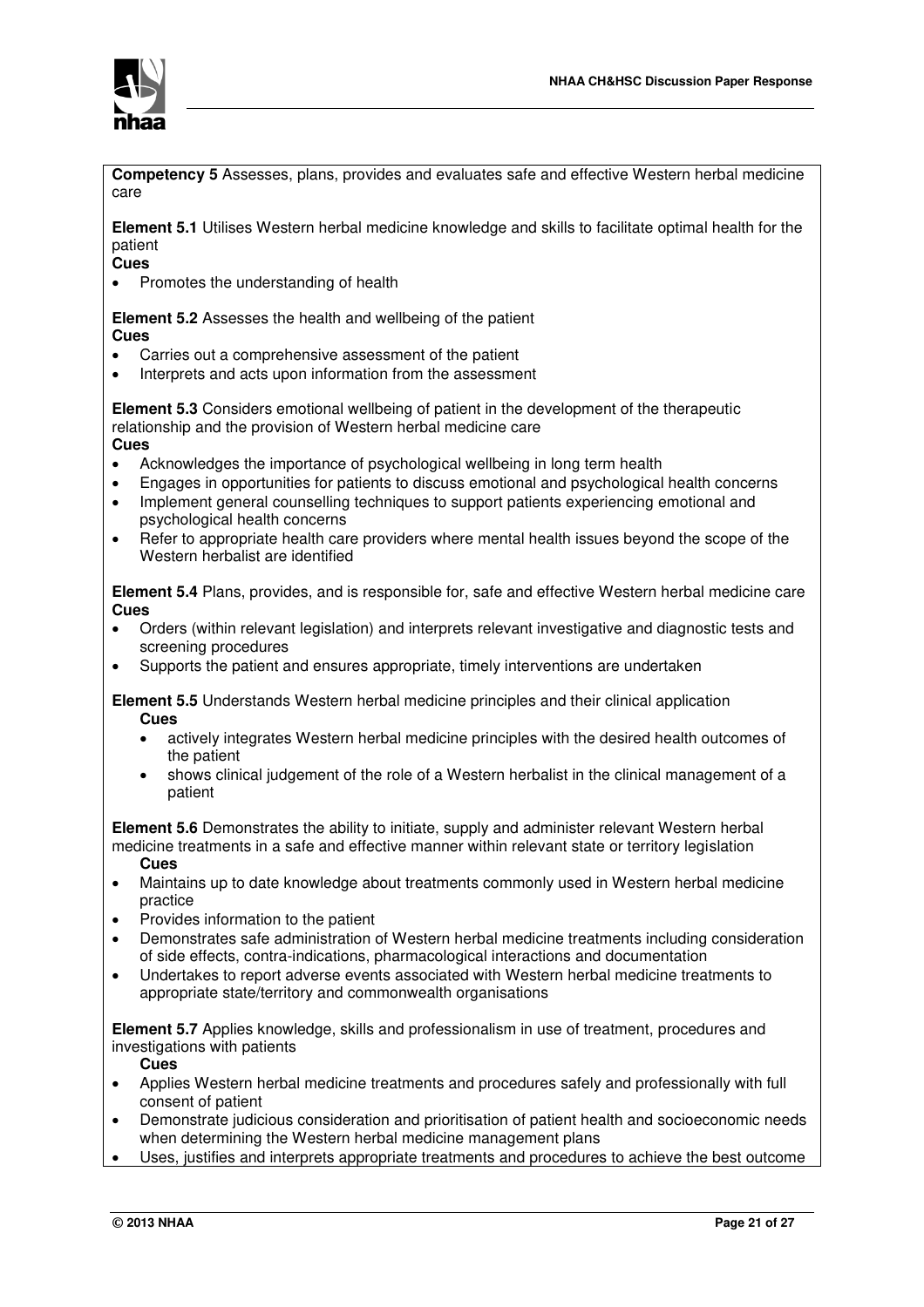**Competency 5** Assesses, plans, provides and evaluates safe and effective Western herbal medicine care

**Element 5.1** Utilises Western herbal medicine knowledge and skills to facilitate optimal health for the patient

**Cues**

- Promotes the understanding of health

**Element 5.2** Assesses the health and wellbeing of the patient

**Cues**

- Carries out a comprehensive assessment of the patient
- Interprets and acts upon information from the assessment

**Element 5.3** Considers emotional wellbeing of patient in the development of the therapeutic relationship and the provision of Western herbal medicine care

**Cues**

- Acknowledges the importance of psychological wellbeing in long term health
- Engages in opportunities for patients to discuss emotional and psychological health concerns
- Implement general counselling techniques to support patients experiencing emotional and psychological health concerns
- Refer to appropriate health care providers where mental health issues beyond the scope of the Western herbalist are identified

**Element 5.4** Plans, provides, and is responsible for, safe and effective Western herbal medicine care

**Cues**

- Orders (within relevant legislation) and interprets relevant investigative and diagnostic tests and screening procedures
- Supports the patient and ensures appropriate, timely interventions are undertaken

**Element 5.5** Understands Western herbal medicine principles and their clinical application

**Cues**

- actively integrates Western herbal medicine principles with the desired health outcomes of the patient
- shows clinical judgement of the role of a Western herbalist in the clinical management of a patient

**Element 5.6** Demonstrates the ability to initiate, supply and administer relevant Western herbal medicine treatments in a safe and effective manner within relevant state or territory legislation

**Cues**

- Maintains up to date knowledge about treatments commonly used in Western herbal medicine practice
- Provides information to the patient
- Demonstrates safe administration of Western herbal medicine treatments including consideration of side effects, contra-indications, pharmacological interactions and documentation
- Undertakes to report adverse events associated with Western herbal medicine treatments to appropriate state/territory and commonwealth organisations

**Element 5.7** Applies knowledge, skills and professionalism in use of treatment, procedures and investigations with patients

**Cues**

- Applies Western herbal medicine treatments and procedures safely and professionally with full consent of patient
- Demonstrate judicious consideration and prioritisation of patient health and socioeconomic needs when determining the Western herbal medicine management plans
- Uses, justifies and interprets appropriate treatments and procedures to achieve the best outcome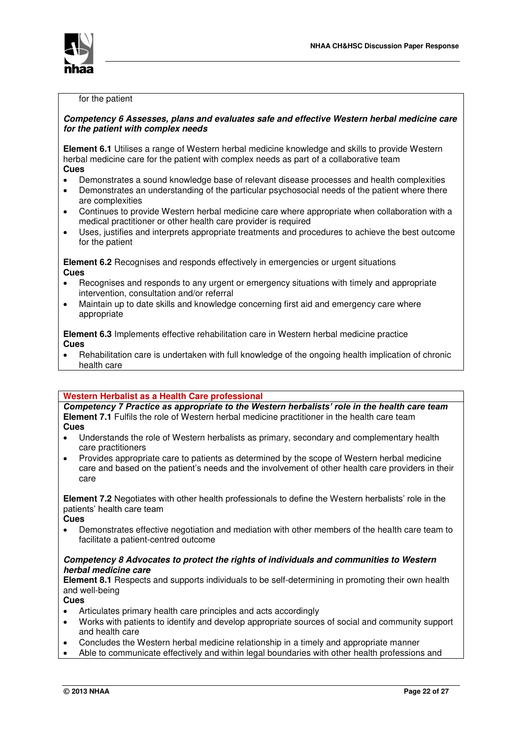for the patient

***Competency 6 Assesses, plans and evaluates safe and effective Western herbal medicine care for the patient with complex needs***

**Element 6.1** Utilises a range of Western herbal medicine knowledge and skills to provide Western herbal medicine care for the patient with complex needs as part of a collaborative team
**Cues**

- Demonstrates a sound knowledge base of relevant disease processes and health complexities
- Demonstrates an understanding of the particular psychosocial needs of the patient where there are complexities
- Continues to provide Western herbal medicine care where appropriate when collaboration with a medical practitioner or other health care provider is required
- Uses, justifies and interprets appropriate treatments and procedures to achieve the best outcome for the patient

**Element 6.2** Recognises and responds effectively in emergencies or urgent situations
**Cues**

- Recognises and responds to any urgent or emergency situations with timely and appropriate intervention, consultation and/or referral
- Maintain up to date skills and knowledge concerning first aid and emergency care where appropriate

**Element 6.3** Implements effective rehabilitation care in Western herbal medicine practice
**Cues**

- Rehabilitation care is undertaken with full knowledge of the ongoing health implication of chronic health care

## Western Herbalist as a Health Care professional

***Competency 7 Practice as appropriate to the Western herbalists' role in the health care team***
**Element 7.1** Fulfils the role of Western herbal medicine practitioner in the health care team
**Cues**

- Understands the role of Western herbalists as primary, secondary and complementary health care practitioners
- Provides appropriate care to patients as determined by the scope of Western herbal medicine care and based on the patient's needs and the involvement of other health care providers in their care

**Element 7.2** Negotiates with other health professionals to define the Western herbalists' role in the patients' health care team
**Cues**

- Demonstrates effective negotiation and mediation with other members of the health care team to facilitate a patient-centred outcome

***Competency 8 Advocates to protect the rights of individuals and communities to Western herbal medicine care***
**Element 8.1** Respects and supports individuals to be self-determining in promoting their own health and well-being
**Cues**

- Articulates primary health care principles and acts accordingly
- Works with patients to identify and develop appropriate sources of social and community support and health care
- Concludes the Western herbal medicine relationship in a timely and appropriate manner
- Able to communicate effectively and within legal boundaries with other health professions and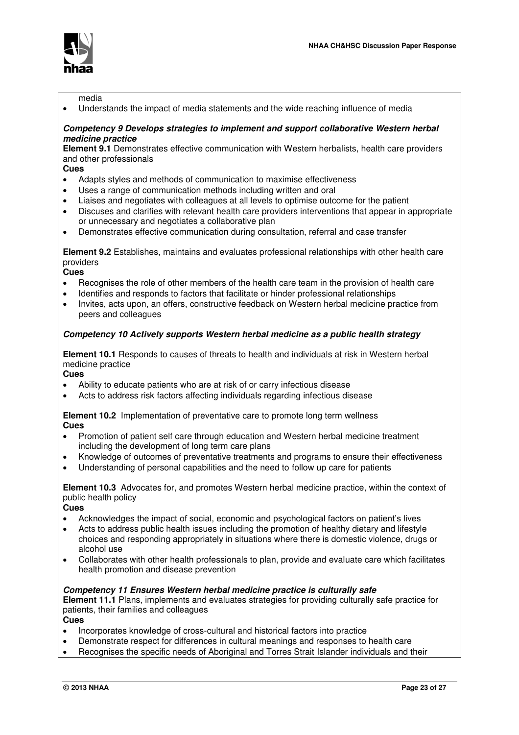media

- Understands the impact of media statements and the wide reaching influence of media

***Competency 9 Develops strategies to implement and support collaborative Western herbal medicine practice***

**Element 9.1** Demonstrates effective communication with Western herbalists, health care providers and other professionals

**Cues**

- Adapts styles and methods of communication to maximise effectiveness
- Uses a range of communication methods including written and oral
- Liaises and negotiates with colleagues at all levels to optimise outcome for the patient
- Discuses and clarifies with relevant health care providers interventions that appear in appropriate or unnecessary and negotiates a collaborative plan
- Demonstrates effective communication during consultation, referral and case transfer

**Element 9.2** Establishes, maintains and evaluates professional relationships with other health care providers

**Cues**

- Recognises the role of other members of the health care team in the provision of health care
- Identifies and responds to factors that facilitate or hinder professional relationships
- Invites, acts upon, an offers, constructive feedback on Western herbal medicine practice from peers and colleagues

***Competency 10 Actively supports Western herbal medicine as a public health strategy***

**Element 10.1** Responds to causes of threats to health and individuals at risk in Western herbal medicine practice

**Cues**

- Ability to educate patients who are at risk of or carry infectious disease
- Acts to address risk factors affecting individuals regarding infectious disease

**Element 10.2** Implementation of preventative care to promote long term wellness

**Cues**

- Promotion of patient self care through education and Western herbal medicine treatment including the development of long term care plans
- Knowledge of outcomes of preventative treatments and programs to ensure their effectiveness
- Understanding of personal capabilities and the need to follow up care for patients

**Element 10.3** Advocates for, and promotes Western herbal medicine practice, within the context of public health policy

**Cues**

- Acknowledges the impact of social, economic and psychological factors on patient's lives
- Acts to address public health issues including the promotion of healthy dietary and lifestyle choices and responding appropriately in situations where there is domestic violence, drugs or alcohol use
- Collaborates with other health professionals to plan, provide and evaluate care which facilitates health promotion and disease prevention

***Competency 11 Ensures Western herbal medicine practice is culturally safe***

**Element 11.1** Plans, implements and evaluates strategies for providing culturally safe practice for patients, their families and colleagues

**Cues**

- Incorporates knowledge of cross-cultural and historical factors into practice
- Demonstrate respect for differences in cultural meanings and responses to health care
- Recognises the specific needs of Aboriginal and Torres Strait Islander individuals and their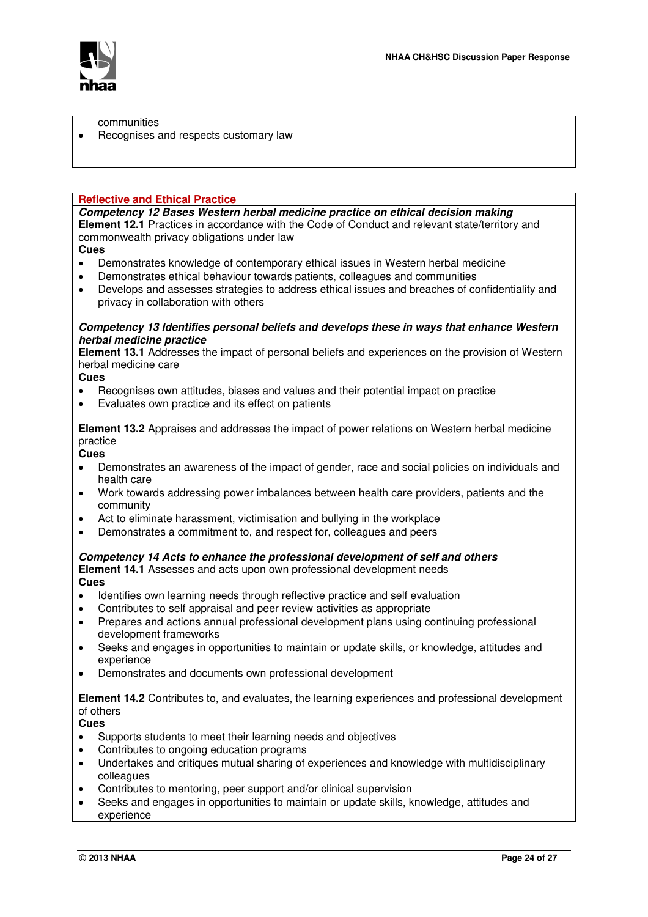communities

- Recognises and respects customary law

**Reflective and Ethical Practice**

***Competency 12 Bases Western herbal medicine practice on ethical decision making***

**Element 12.1** Practices in accordance with the Code of Conduct and relevant state/territory and commonwealth privacy obligations under law

**Cues**

- Demonstrates knowledge of contemporary ethical issues in Western herbal medicine
- Demonstrates ethical behaviour towards patients, colleagues and communities
- Develops and assesses strategies to address ethical issues and breaches of confidentiality and privacy in collaboration with others

***Competency 13 Identifies personal beliefs and develops these in ways that enhance Western herbal medicine practice***

**Element 13.1** Addresses the impact of personal beliefs and experiences on the provision of Western herbal medicine care

**Cues**

- Recognises own attitudes, biases and values and their potential impact on practice
- Evaluates own practice and its effect on patients

**Element 13.2** Appraises and addresses the impact of power relations on Western herbal medicine practice

**Cues**

- Demonstrates an awareness of the impact of gender, race and social policies on individuals and health care
- Work towards addressing power imbalances between health care providers, patients and the community
- Act to eliminate harassment, victimisation and bullying in the workplace
- Demonstrates a commitment to, and respect for, colleagues and peers

***Competency 14 Acts to enhance the professional development of self and others***

**Element 14.1** Assesses and acts upon own professional development needs

**Cues**

- Identifies own learning needs through reflective practice and self evaluation
- Contributes to self appraisal and peer review activities as appropriate
- Prepares and actions annual professional development plans using continuing professional development frameworks
- Seeks and engages in opportunities to maintain or update skills, or knowledge, attitudes and experience
- Demonstrates and documents own professional development

**Element 14.2** Contributes to, and evaluates, the learning experiences and professional development of others

**Cues**

- Supports students to meet their learning needs and objectives
- Contributes to ongoing education programs
- Undertakes and critiques mutual sharing of experiences and knowledge with multidisciplinary colleagues
- Contributes to mentoring, peer support and/or clinical supervision
- Seeks and engages in opportunities to maintain or update skills, knowledge, attitudes and experience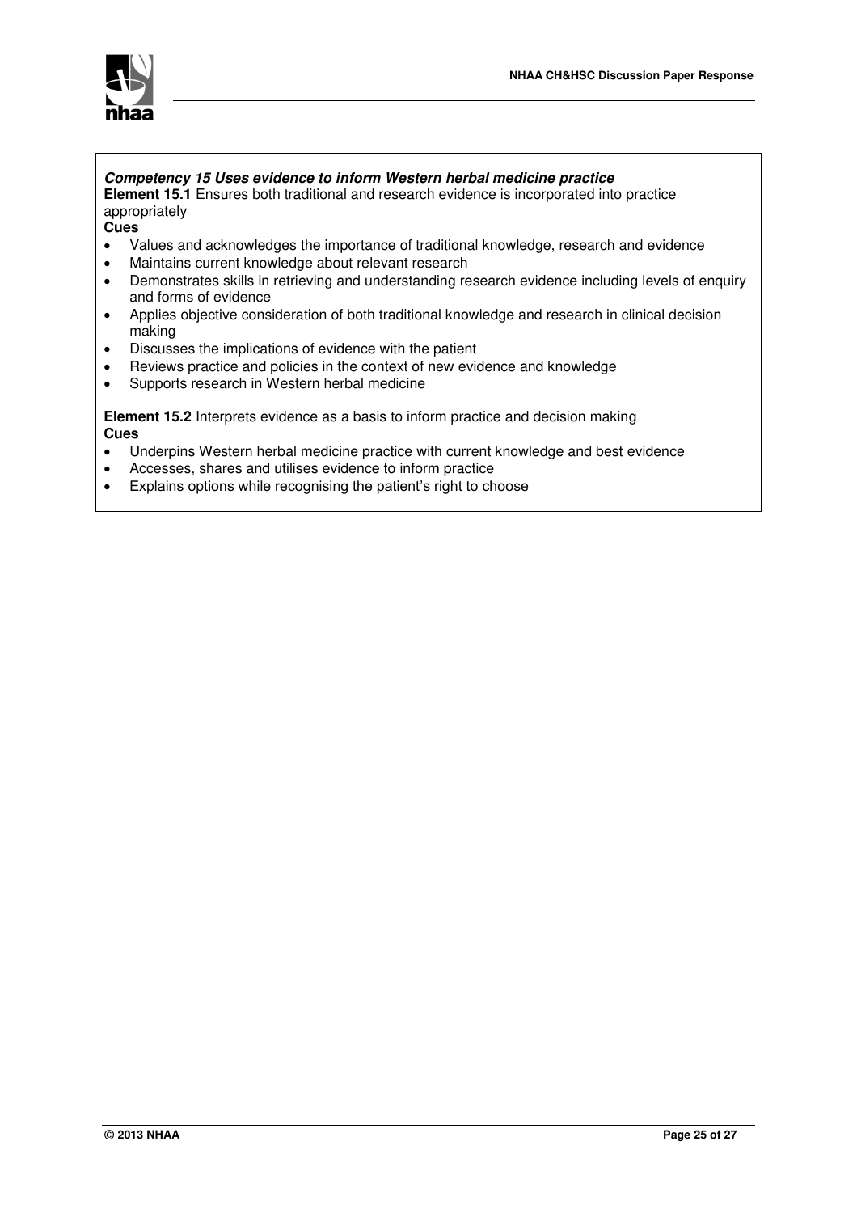***Competency 15 Uses evidence to inform Western herbal medicine practice***

**Element 15.1** Ensures both traditional and research evidence is incorporated into practice appropriately

**Cues**

- Values and acknowledges the importance of traditional knowledge, research and evidence
- Maintains current knowledge about relevant research
- Demonstrates skills in retrieving and understanding research evidence including levels of enquiry and forms of evidence
- Applies objective consideration of both traditional knowledge and research in clinical decision making
- Discusses the implications of evidence with the patient
- Reviews practice and policies in the context of new evidence and knowledge
- Supports research in Western herbal medicine

**Element 15.2** Interprets evidence as a basis to inform practice and decision making

**Cues**

- Underpins Western herbal medicine practice with current knowledge and best evidence
- Accesses, shares and utilises evidence to inform practice
- Explains options while recognising the patient's right to choose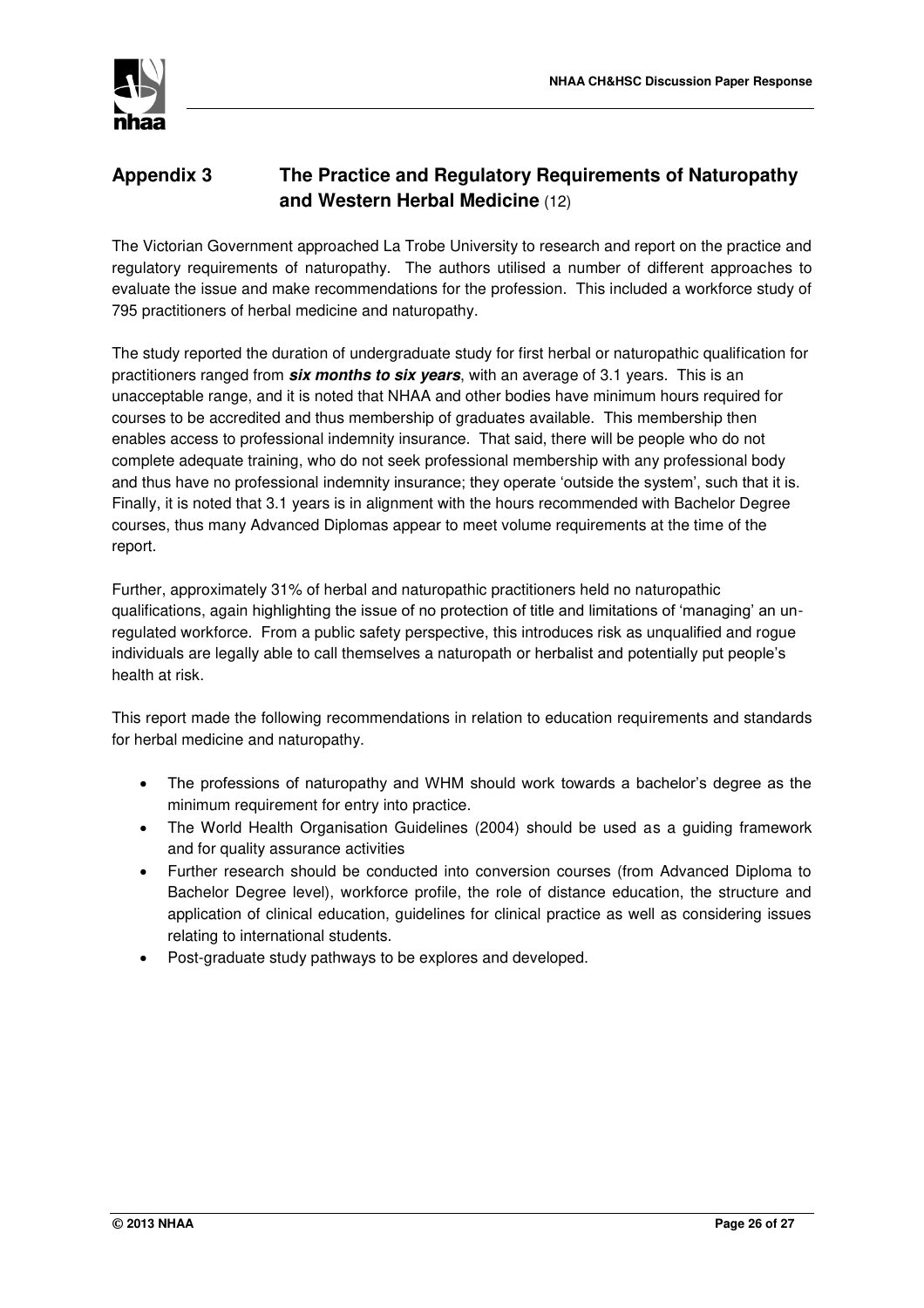## Appendix 3 The Practice and Regulatory Requirements of Naturopathy and Western Herbal Medicine (12)

The Victorian Government approached La Trobe University to research and report on the practice and regulatory requirements of naturopathy. The authors utilised a number of different approaches to evaluate the issue and make recommendations for the profession. This included a workforce study of 795 practitioners of herbal medicine and naturopathy.

The study reported the duration of undergraduate study for first herbal or naturopathic qualification for practitioners ranged from ***six months to six years***, with an average of 3.1 years. This is an unacceptable range, and it is noted that NHAA and other bodies have minimum hours required for courses to be accredited and thus membership of graduates available. This membership then enables access to professional indemnity insurance. That said, there will be people who do not complete adequate training, who do not seek professional membership with any professional body and thus have no professional indemnity insurance; they operate 'outside the system', such that it is. Finally, it is noted that 3.1 years is in alignment with the hours recommended with Bachelor Degree courses, thus many Advanced Diplomas appear to meet volume requirements at the time of the report.

Further, approximately 31% of herbal and naturopathic practitioners held no naturopathic qualifications, again highlighting the issue of no protection of title and limitations of 'managing' an un-regulated workforce. From a public safety perspective, this introduces risk as unqualified and rogue individuals are legally able to call themselves a naturopath or herbalist and potentially put people's health at risk.

This report made the following recommendations in relation to education requirements and standards for herbal medicine and naturopathy.

- The professions of naturopathy and WHM should work towards a bachelor's degree as the minimum requirement for entry into practice.
- The World Health Organisation Guidelines (2004) should be used as a guiding framework and for quality assurance activities
- Further research should be conducted into conversion courses (from Advanced Diploma to Bachelor Degree level), workforce profile, the role of distance education, the structure and application of clinical education, guidelines for clinical practice as well as considering issues relating to international students.
- Post-graduate study pathways to be explores and developed.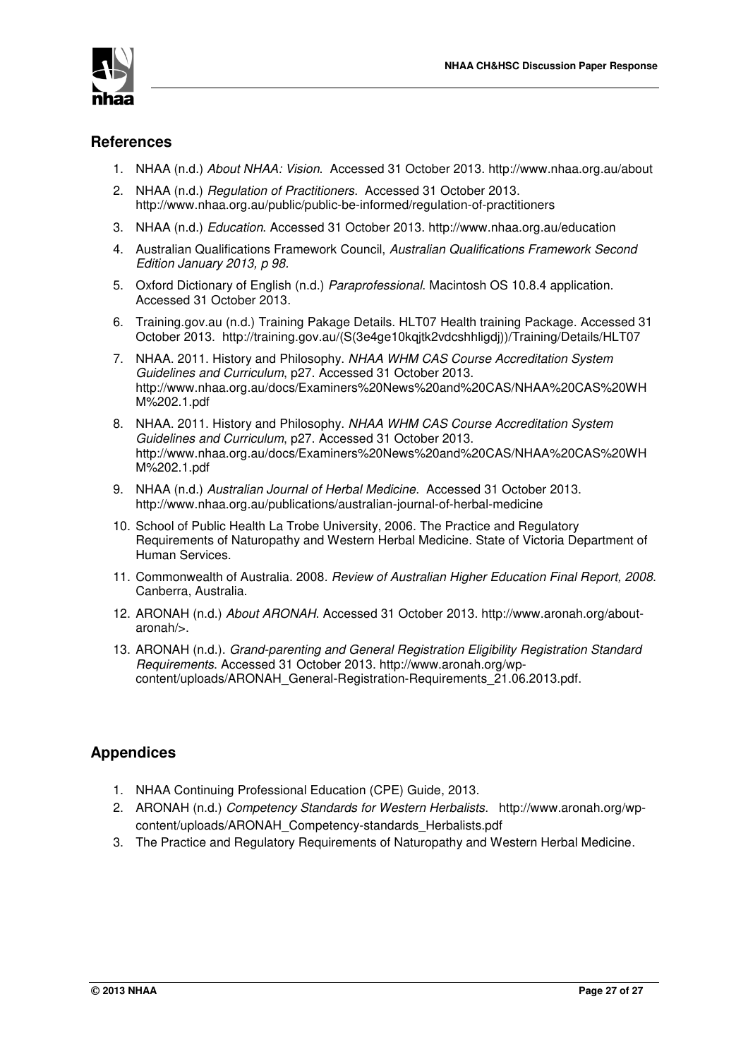## References

1. NHAA (n.d.) *About NHAA: Vision*. Accessed 31 October 2013. http://www.nhaa.org.au/about
2. NHAA (n.d.) *Regulation of Practitioners*. Accessed 31 October 2013. http://www.nhaa.org.au/public/public-be-informed/regulation-of-practitioners
3. NHAA (n.d.) *Education*. Accessed 31 October 2013. http://www.nhaa.org.au/education
4. Australian Qualifications Framework Council, *Australian Qualifications Framework Second Edition January 2013, p 98.*
5. Oxford Dictionary of English (n.d.) *Paraprofessional*. Macintosh OS 10.8.4 application. Accessed 31 October 2013.
6. Training.gov.au (n.d.) Training Pakage Details. HLT07 Health training Package. Accessed 31 October 2013. http://training.gov.au/(S(3e4ge10kqjtk2vdcshhligdj))/Training/Details/HLT07
7. NHAA. 2011. History and Philosophy. *NHAA WHM CAS Course Accreditation System Guidelines and Curriculum*, p27. Accessed 31 October 2013. http://www.nhaa.org.au/docs/Examiners%20News%20and%20CAS/NHAA%20CAS%20WHM%202.1.pdf
8. NHAA. 2011. History and Philosophy. *NHAA WHM CAS Course Accreditation System Guidelines and Curriculum*, p27. Accessed 31 October 2013. http://www.nhaa.org.au/docs/Examiners%20News%20and%20CAS/NHAA%20CAS%20WHM%202.1.pdf
9. NHAA (n.d.) *Australian Journal of Herbal Medicine*. Accessed 31 October 2013. http://www.nhaa.org.au/publications/australian-journal-of-herbal-medicine
10. School of Public Health La Trobe University, 2006. The Practice and Regulatory Requirements of Naturopathy and Western Herbal Medicine. State of Victoria Department of Human Services.
11. Commonwealth of Australia. 2008. *Review of Australian Higher Education Final Report, 2008*. Canberra, Australia.
12. ARONAH (n.d.) *About ARONAH*. Accessed 31 October 2013. http://www.aronah.org/about-aronah/>.
13. ARONAH (n.d.). *Grand-parenting and General Registration Eligibility Registration Standard Requirements*. Accessed 31 October 2013. http://www.aronah.org/wp-content/uploads/ARONAH_General-Registration-Requirements_21.06.2013.pdf.

## Appendices

1. NHAA Continuing Professional Education (CPE) Guide, 2013.
2. ARONAH (n.d.) *Competency Standards for Western Herbalists*. http://www.aronah.org/wp-content/uploads/ARONAH_Competency-standards_Herbalists.pdf
3. The Practice and Regulatory Requirements of Naturopathy and Western Herbal Medicine.